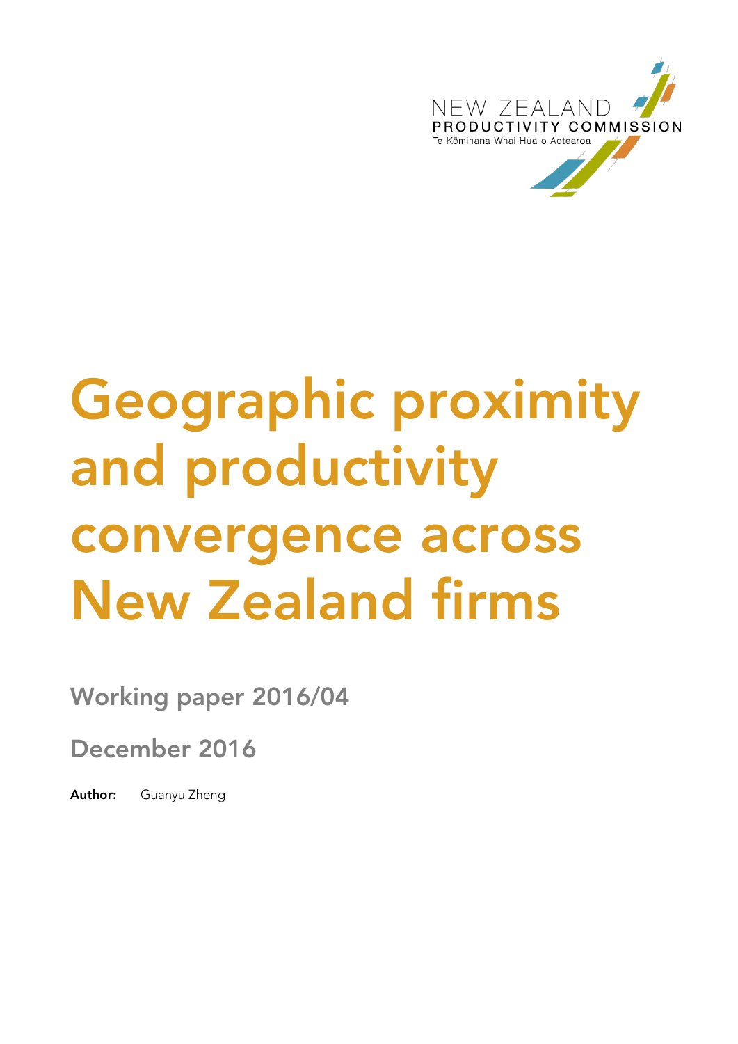NEW ZEALAND
PRODUCTIVITY COMMISSION
Te Kōmihana Whai Hua o Aotearoa

# Geographic proximity and productivity convergence across New Zealand firms

## Working paper 2016/04

## December 2016

**Author:** Guanyu Zheng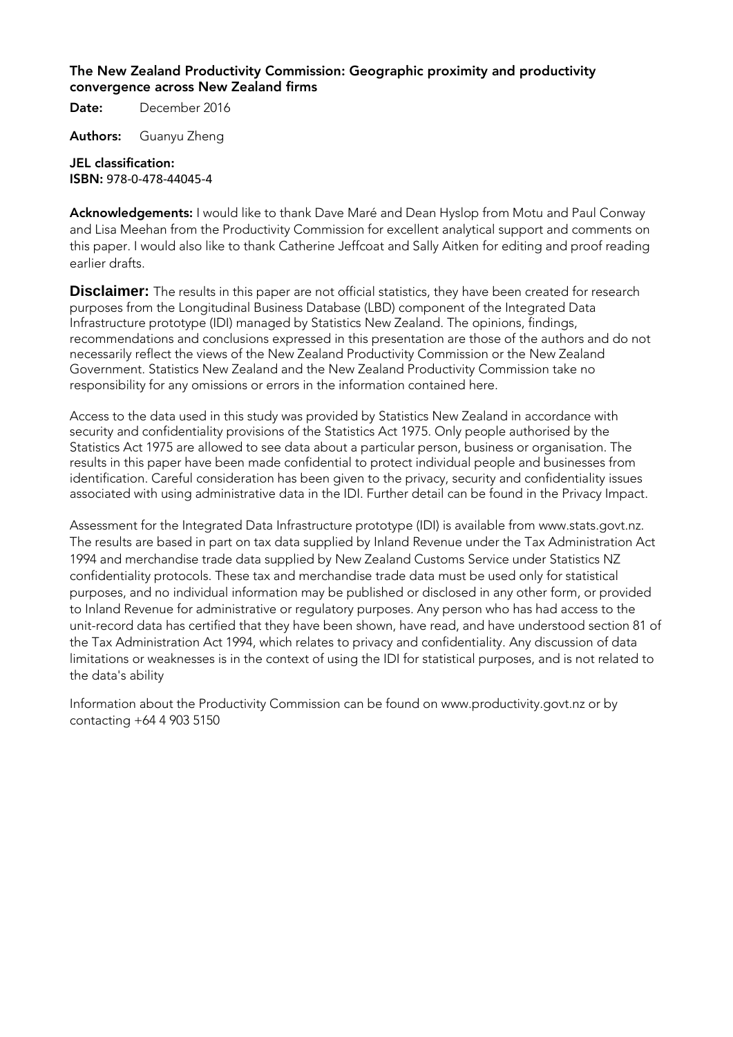**The New Zealand Productivity Commission: Geographic proximity and productivity convergence across New Zealand firms**

**Date:** December 2016

**Authors:** Guanyu Zheng

**JEL classification:**
**ISBN:** 978-0-478-44045-4

**Acknowledgements:** I would like to thank Dave Maré and Dean Hyslop from Motu and Paul Conway and Lisa Meehan from the Productivity Commission for excellent analytical support and comments on this paper. I would also like to thank Catherine Jeffcoat and Sally Aitken for editing and proof reading earlier drafts.

**Disclaimer:** The results in this paper are not official statistics, they have been created for research purposes from the Longitudinal Business Database (LBD) component of the Integrated Data Infrastructure prototype (IDI) managed by Statistics New Zealand. The opinions, findings, recommendations and conclusions expressed in this presentation are those of the authors and do not necessarily reflect the views of the New Zealand Productivity Commission or the New Zealand Government. Statistics New Zealand and the New Zealand Productivity Commission take no responsibility for any omissions or errors in the information contained here.

Access to the data used in this study was provided by Statistics New Zealand in accordance with security and confidentiality provisions of the Statistics Act 1975. Only people authorised by the Statistics Act 1975 are allowed to see data about a particular person, business or organisation. The results in this paper have been made confidential to protect individual people and businesses from identification. Careful consideration has been given to the privacy, security and confidentiality issues associated with using administrative data in the IDI. Further detail can be found in the Privacy Impact.

Assessment for the Integrated Data Infrastructure prototype (IDI) is available from www.stats.govt.nz. The results are based in part on tax data supplied by Inland Revenue under the Tax Administration Act 1994 and merchandise trade data supplied by New Zealand Customs Service under Statistics NZ confidentiality protocols. These tax and merchandise trade data must be used only for statistical purposes, and no individual information may be published or disclosed in any other form, or provided to Inland Revenue for administrative or regulatory purposes. Any person who has had access to the unit-record data has certified that they have been shown, have read, and have understood section 81 of the Tax Administration Act 1994, which relates to privacy and confidentiality. Any discussion of data limitations or weaknesses is in the context of using the IDI for statistical purposes, and is not related to the data's ability

Information about the Productivity Commission can be found on www.productivity.govt.nz or by contacting +64 4 903 5150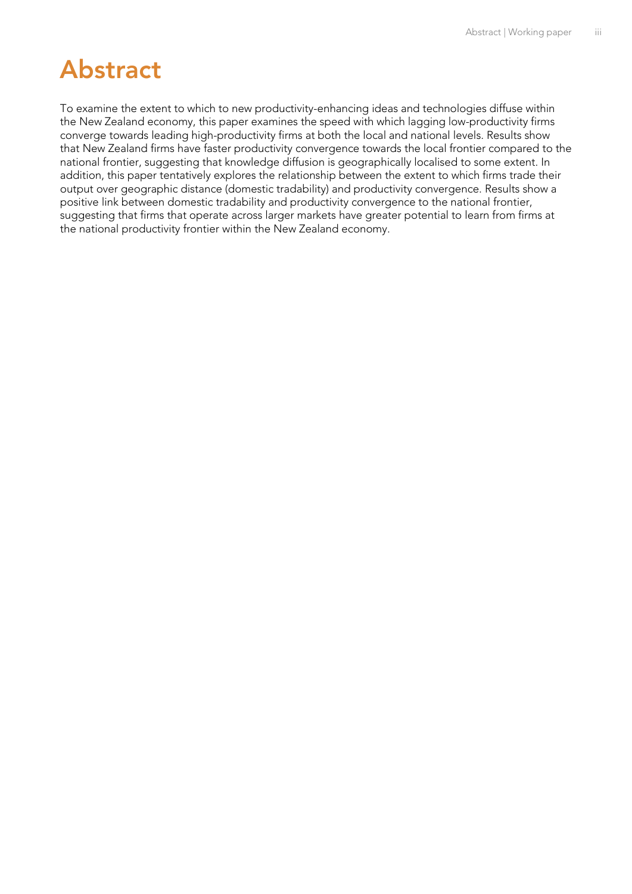# Abstract

To examine the extent to which to new productivity-enhancing ideas and technologies diffuse within the New Zealand economy, this paper examines the speed with which lagging low-productivity firms converge towards leading high-productivity firms at both the local and national levels. Results show that New Zealand firms have faster productivity convergence towards the local frontier compared to the national frontier, suggesting that knowledge diffusion is geographically localised to some extent. In addition, this paper tentatively explores the relationship between the extent to which firms trade their output over geographic distance (domestic tradability) and productivity convergence. Results show a positive link between domestic tradability and productivity convergence to the national frontier, suggesting that firms that operate across larger markets have greater potential to learn from firms at the national productivity frontier within the New Zealand economy.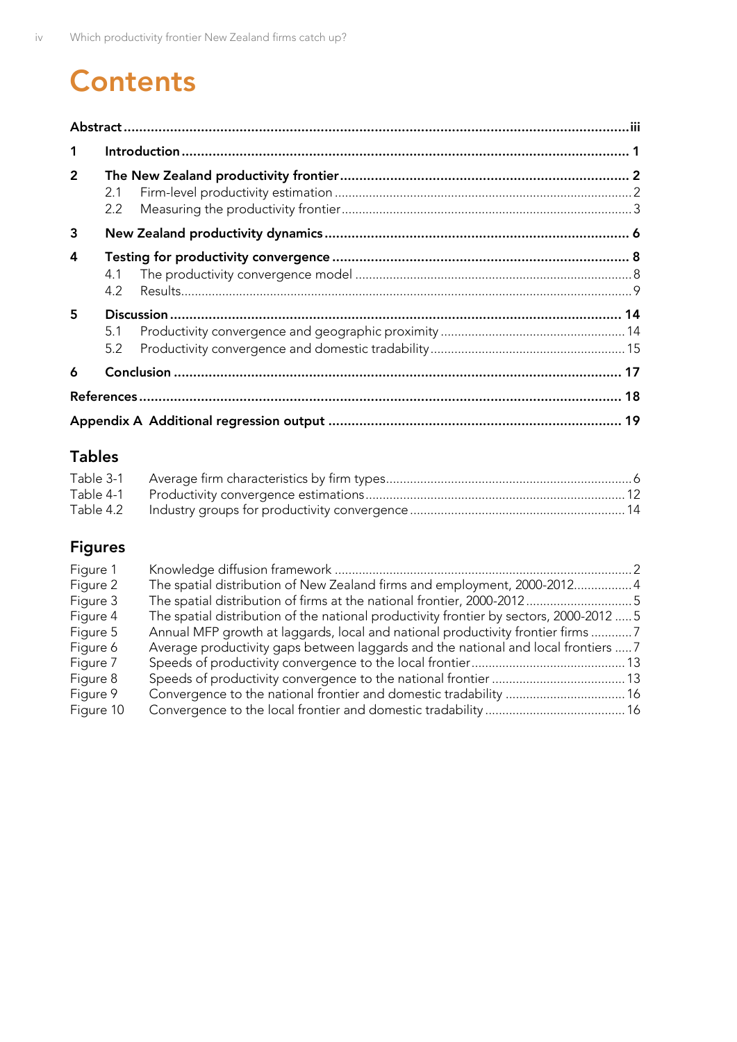# Contents

| | | |
|---|---|---|
| **Abstract** | | **iii** |
| **1** | **Introduction** | **1** |
| **2** | **The New Zealand productivity frontier** | **2** |
| | 2.1 Firm-level productivity estimation | 2 |
| | 2.2 Measuring the productivity frontier | 3 |
| **3** | **New Zealand productivity dynamics** | **6** |
| **4** | **Testing for productivity convergence** | **8** |
| | 4.1 The productivity convergence model | 8 |
| | 4.2 Results | 9 |
| **5** | **Discussion** | **14** |
| | 5.1 Productivity convergence and geographic proximity | 14 |
| | 5.2 Productivity convergence and domestic tradability | 15 |
| **6** | **Conclusion** | **17** |
| **References** | | **18** |
| **Appendix A** | **Additional regression output** | **19** |

## Tables

| | | |
|---|---|---|
| Table 3-1 | Average firm characteristics by firm types | 6 |
| Table 4-1 | Productivity convergence estimations | 12 |
| Table 4.2 | Industry groups for productivity convergence | 14 |

## Figures

| | | |
|---|---|---|
| Figure 1 | Knowledge diffusion framework | 2 |
| Figure 2 | The spatial distribution of New Zealand firms and employment, 2000-2012 | 4 |
| Figure 3 | The spatial distribution of firms at the national frontier, 2000-2012 | 5 |
| Figure 4 | The spatial distribution of the national productivity frontier by sectors, 2000-2012 | 5 |
| Figure 5 | Annual MFP growth at laggards, local and national productivity frontier firms | 7 |
| Figure 6 | Average productivity gaps between laggards and the national and local frontiers | 7 |
| Figure 7 | Speeds of productivity convergence to the local frontier | 13 |
| Figure 8 | Speeds of productivity convergence to the national frontier | 13 |
| Figure 9 | Convergence to the national frontier and domestic tradability | 16 |
| Figure 10 | Convergence to the local frontier and domestic tradability | 16 |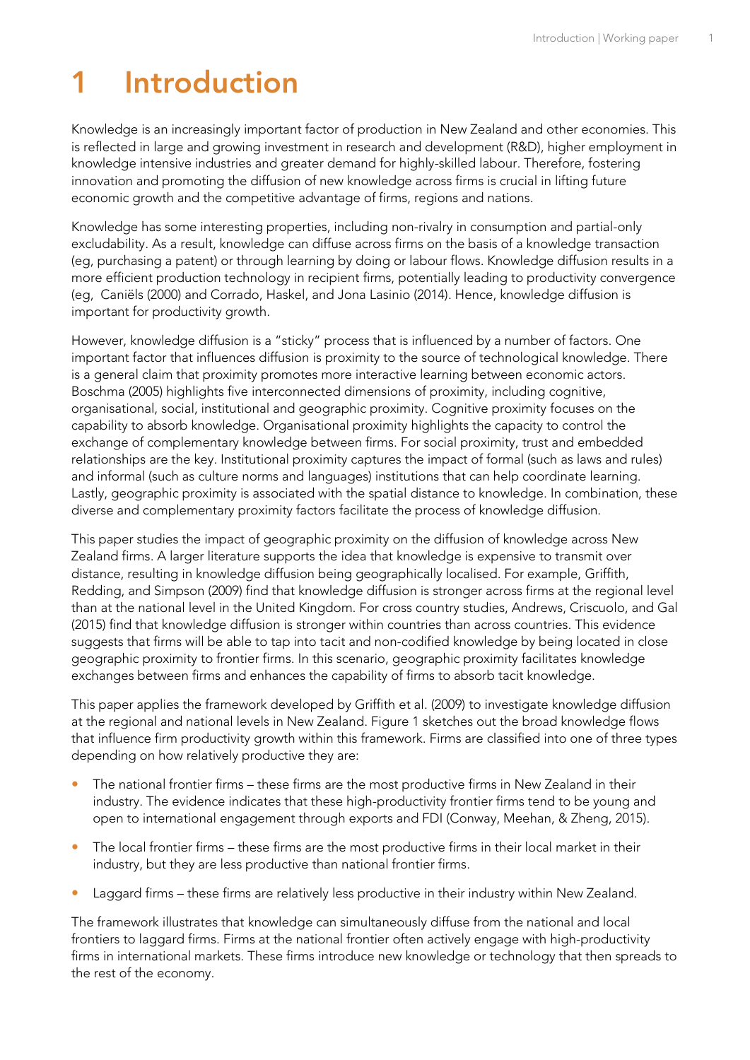# 1 Introduction

Knowledge is an increasingly important factor of production in New Zealand and other economies. This is reflected in large and growing investment in research and development (R&D), higher employment in knowledge intensive industries and greater demand for highly-skilled labour. Therefore, fostering innovation and promoting the diffusion of new knowledge across firms is crucial in lifting future economic growth and the competitive advantage of firms, regions and nations.

Knowledge has some interesting properties, including non-rivalry in consumption and partial-only excludability. As a result, knowledge can diffuse across firms on the basis of a knowledge transaction (eg, purchasing a patent) or through learning by doing or labour flows. Knowledge diffusion results in a more efficient production technology in recipient firms, potentially leading to productivity convergence (eg, Caniëls (2000) and Corrado, Haskel, and Jona Lasinio (2014). Hence, knowledge diffusion is important for productivity growth.

However, knowledge diffusion is a "sticky" process that is influenced by a number of factors. One important factor that influences diffusion is proximity to the source of technological knowledge. There is a general claim that proximity promotes more interactive learning between economic actors. Boschma (2005) highlights five interconnected dimensions of proximity, including cognitive, organisational, social, institutional and geographic proximity. Cognitive proximity focuses on the capability to absorb knowledge. Organisational proximity highlights the capacity to control the exchange of complementary knowledge between firms. For social proximity, trust and embedded relationships are the key. Institutional proximity captures the impact of formal (such as laws and rules) and informal (such as culture norms and languages) institutions that can help coordinate learning. Lastly, geographic proximity is associated with the spatial distance to knowledge. In combination, these diverse and complementary proximity factors facilitate the process of knowledge diffusion.

This paper studies the impact of geographic proximity on the diffusion of knowledge across New Zealand firms. A larger literature supports the idea that knowledge is expensive to transmit over distance, resulting in knowledge diffusion being geographically localised. For example, Griffith, Redding, and Simpson (2009) find that knowledge diffusion is stronger across firms at the regional level than at the national level in the United Kingdom. For cross country studies, Andrews, Criscuolo, and Gal (2015) find that knowledge diffusion is stronger within countries than across countries. This evidence suggests that firms will be able to tap into tacit and non-codified knowledge by being located in close geographic proximity to frontier firms. In this scenario, geographic proximity facilitates knowledge exchanges between firms and enhances the capability of firms to absorb tacit knowledge.

This paper applies the framework developed by Griffith et al. (2009) to investigate knowledge diffusion at the regional and national levels in New Zealand. Figure 1 sketches out the broad knowledge flows that influence firm productivity growth within this framework. Firms are classified into one of three types depending on how relatively productive they are:

- The national frontier firms – these firms are the most productive firms in New Zealand in their industry. The evidence indicates that these high-productivity frontier firms tend to be young and open to international engagement through exports and FDI (Conway, Meehan, & Zheng, 2015).
- The local frontier firms – these firms are the most productive firms in their local market in their industry, but they are less productive than national frontier firms.
- Laggard firms – these firms are relatively less productive in their industry within New Zealand.

The framework illustrates that knowledge can simultaneously diffuse from the national and local frontiers to laggard firms. Firms at the national frontier often actively engage with high-productivity firms in international markets. These firms introduce new knowledge or technology that then spreads to the rest of the economy.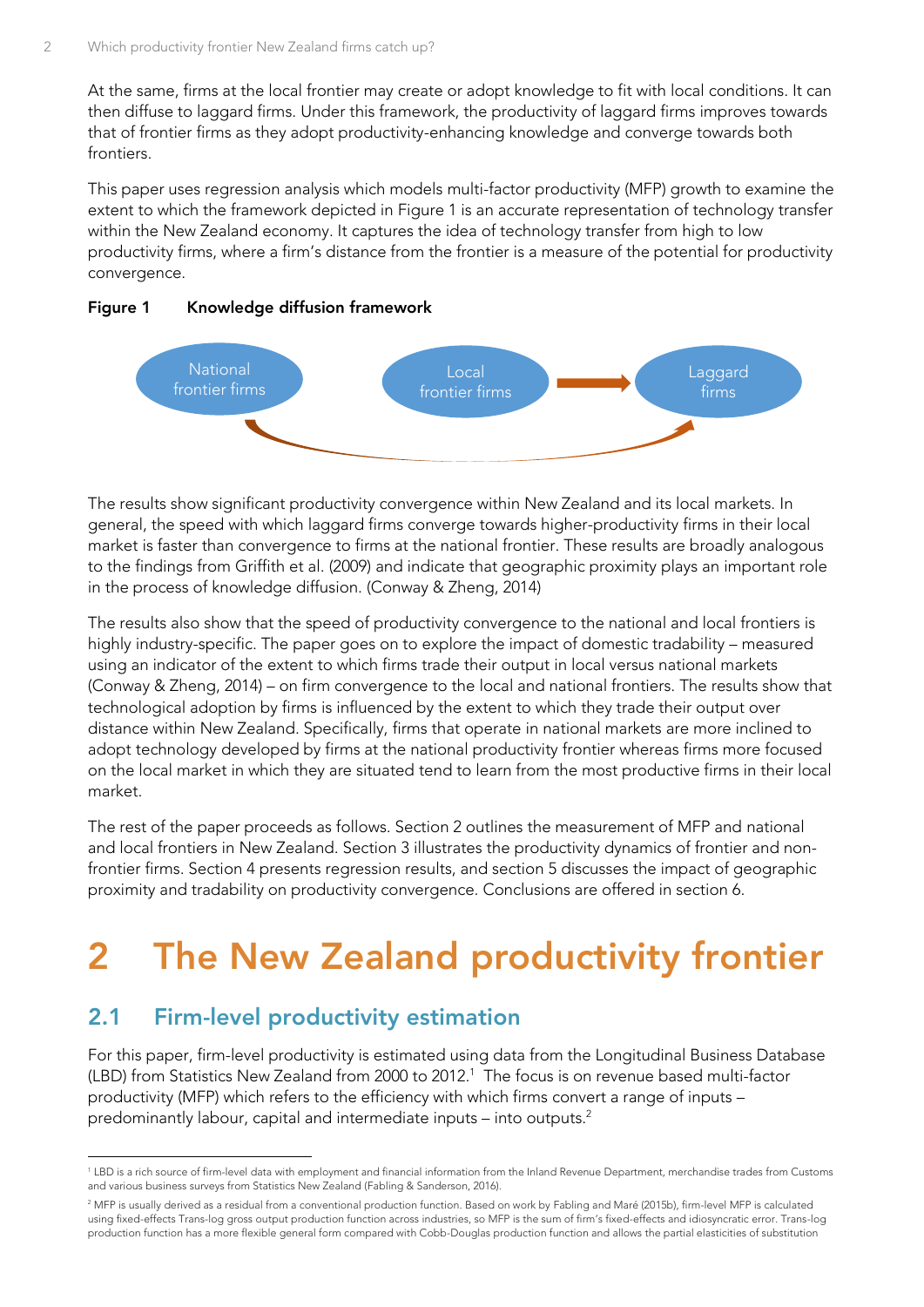At the same, firms at the local frontier may create or adopt knowledge to fit with local conditions. It can then diffuse to laggard firms. Under this framework, the productivity of laggard firms improves towards that of frontier firms as they adopt productivity-enhancing knowledge and converge towards both frontiers.

This paper uses regression analysis which models multi-factor productivity (MFP) growth to examine the extent to which the framework depicted in Figure 1 is an accurate representation of technology transfer within the New Zealand economy. It captures the idea of technology transfer from high to low productivity firms, where a firm's distance from the frontier is a measure of the potential for productivity convergence.

**Figure 1 Knowledge diffusion framework**

National frontier firms

Local frontier firms

Laggard firms

The results show significant productivity convergence within New Zealand and its local markets. In general, the speed with which laggard firms converge towards higher-productivity firms in their local market is faster than convergence to firms at the national frontier. These results are broadly analogous to the findings from Griffith et al. (2009) and indicate that geographic proximity plays an important role in the process of knowledge diffusion. (Conway & Zheng, 2014)

The results also show that the speed of productivity convergence to the national and local frontiers is highly industry-specific. The paper goes on to explore the impact of domestic tradability – measured using an indicator of the extent to which firms trade their output in local versus national markets (Conway & Zheng, 2014) – on firm convergence to the local and national frontiers. The results show that technological adoption by firms is influenced by the extent to which they trade their output over distance within New Zealand. Specifically, firms that operate in national markets are more inclined to adopt technology developed by firms at the national productivity frontier whereas firms more focused on the local market in which they are situated tend to learn from the most productive firms in their local market.

The rest of the paper proceeds as follows. Section 2 outlines the measurement of MFP and national and local frontiers in New Zealand. Section 3 illustrates the productivity dynamics of frontier and non-frontier firms. Section 4 presents regression results, and section 5 discusses the impact of geographic proximity and tradability on productivity convergence. Conclusions are offered in section 6.

# 2 The New Zealand productivity frontier

## 2.1 Firm-level productivity estimation

For this paper, firm-level productivity is estimated using data from the Longitudinal Business Database (LBD) from Statistics New Zealand from 2000 to 2012.[1] The focus is on revenue based multi-factor productivity (MFP) which refers to the efficiency with which firms convert a range of inputs – predominantly labour, capital and intermediate inputs – into outputs.[2]

---

[1] LBD is a rich source of firm-level data with employment and financial information from the Inland Revenue Department, merchandise trades from Customs and various business surveys from Statistics New Zealand (Fabling & Sanderson, 2016).

[2] MFP is usually derived as a residual from a conventional production function. Based on work by Fabling and Maré (2015b), firm-level MFP is calculated using fixed-effects Trans-log gross output production function across industries, so MFP is the sum of firm's fixed-effects and idiosyncratic error. Trans-log production function has a more flexible general form compared with Cobb-Douglas production function and allows the partial elasticities of substitution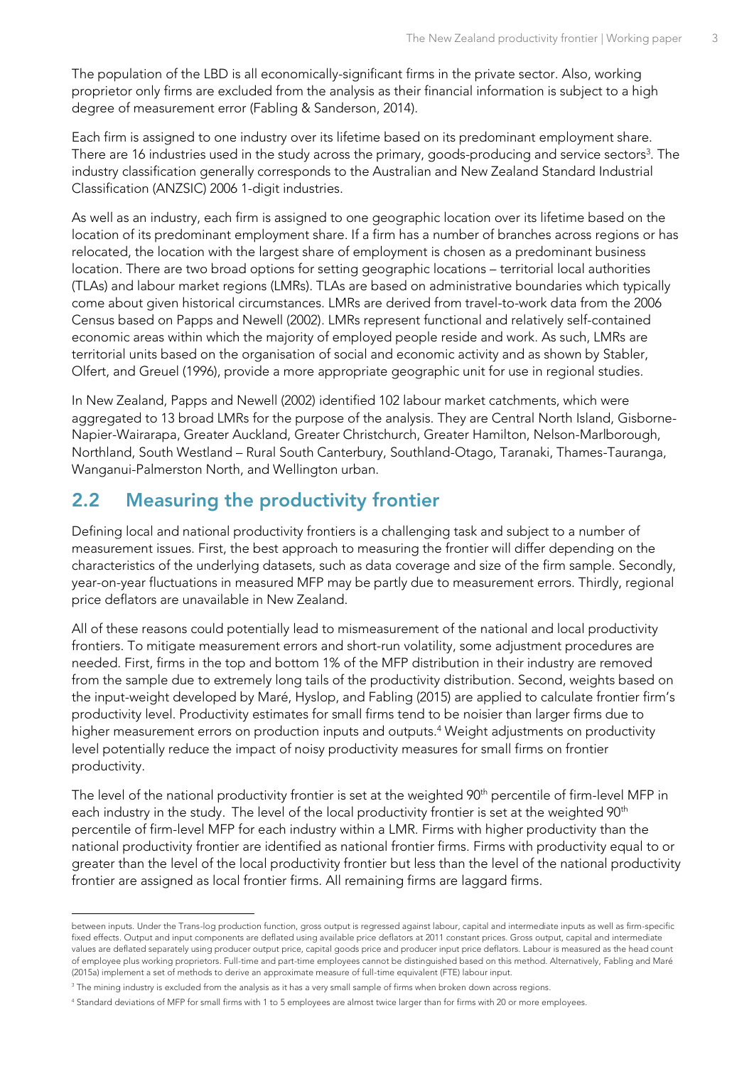The population of the LBD is all economically-significant firms in the private sector. Also, working proprietor only firms are excluded from the analysis as their financial information is subject to a high degree of measurement error (Fabling & Sanderson, 2014).

Each firm is assigned to one industry over its lifetime based on its predominant employment share. There are 16 industries used in the study across the primary, goods-producing and service sectors[3]. The industry classification generally corresponds to the Australian and New Zealand Standard Industrial Classification (ANZSIC) 2006 1-digit industries.

As well as an industry, each firm is assigned to one geographic location over its lifetime based on the location of its predominant employment share. If a firm has a number of branches across regions or has relocated, the location with the largest share of employment is chosen as a predominant business location. There are two broad options for setting geographic locations – territorial local authorities (TLAs) and labour market regions (LMRs). TLAs are based on administrative boundaries which typically come about given historical circumstances. LMRs are derived from travel-to-work data from the 2006 Census based on Papps and Newell (2002). LMRs represent functional and relatively self-contained economic areas within which the majority of employed people reside and work. As such, LMRs are territorial units based on the organisation of social and economic activity and as shown by Stabler, Olfert, and Greuel (1996), provide a more appropriate geographic unit for use in regional studies.

In New Zealand, Papps and Newell (2002) identified 102 labour market catchments, which were aggregated to 13 broad LMRs for the purpose of the analysis. They are Central North Island, Gisborne-Napier-Wairarapa, Greater Auckland, Greater Christchurch, Greater Hamilton, Nelson-Marlborough, Northland, South Westland – Rural South Canterbury, Southland-Otago, Taranaki, Thames-Tauranga, Wanganui-Palmerston North, and Wellington urban.

## 2.2 Measuring the productivity frontier

Defining local and national productivity frontiers is a challenging task and subject to a number of measurement issues. First, the best approach to measuring the frontier will differ depending on the characteristics of the underlying datasets, such as data coverage and size of the firm sample. Secondly, year-on-year fluctuations in measured MFP may be partly due to measurement errors. Thirdly, regional price deflators are unavailable in New Zealand.

All of these reasons could potentially lead to mismeasurement of the national and local productivity frontiers. To mitigate measurement errors and short-run volatility, some adjustment procedures are needed. First, firms in the top and bottom 1% of the MFP distribution in their industry are removed from the sample due to extremely long tails of the productivity distribution. Second, weights based on the input-weight developed by Maré, Hyslop, and Fabling (2015) are applied to calculate frontier firm's productivity level. Productivity estimates for small firms tend to be noisier than larger firms due to higher measurement errors on production inputs and outputs.[4] Weight adjustments on productivity level potentially reduce the impact of noisy productivity measures for small firms on frontier productivity.

The level of the national productivity frontier is set at the weighted 90th percentile of firm-level MFP in each industry in the study. The level of the local productivity frontier is set at the weighted 90th percentile of firm-level MFP for each industry within a LMR. Firms with higher productivity than the national productivity frontier are identified as national frontier firms. Firms with productivity equal to or greater than the level of the local productivity frontier but less than the level of the national productivity frontier are assigned as local frontier firms. All remaining firms are laggard firms.

---

between inputs. Under the Trans-log production function, gross output is regressed against labour, capital and intermediate inputs as well as firm-specific fixed effects. Output and input components are deflated using available price deflators at 2011 constant prices. Gross output, capital and intermediate values are deflated separately using producer output price, capital goods price and producer input price deflators. Labour is measured as the head count of employee plus working proprietors. Full-time and part-time employees cannot be distinguished based on this method. Alternatively, Fabling and Maré (2015a) implement a set of methods to derive an approximate measure of full-time equivalent (FTE) labour input.

[3] The mining industry is excluded from the analysis as it has a very small sample of firms when broken down across regions.

[4] Standard deviations of MFP for small firms with 1 to 5 employees are almost twice larger than for firms with 20 or more employees.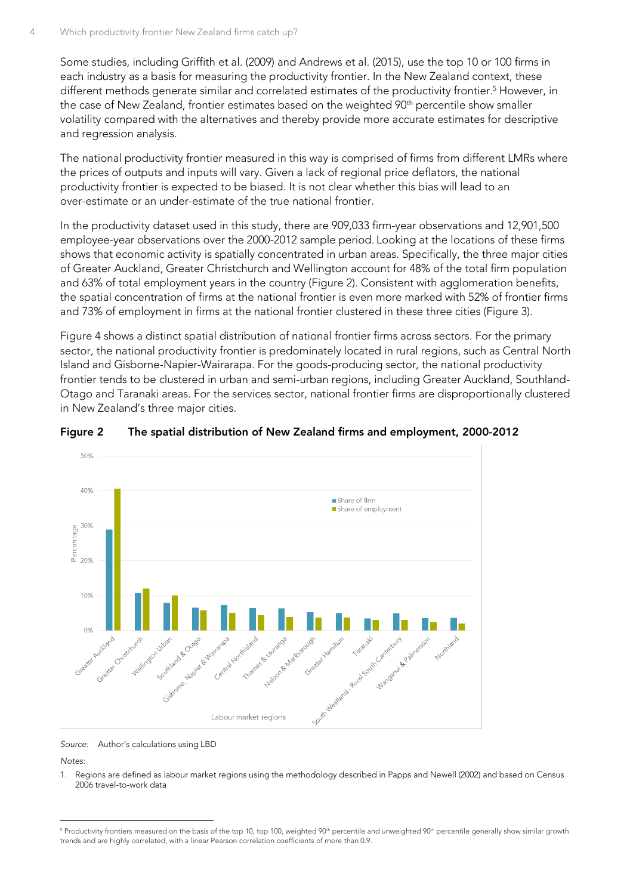Some studies, including Griffith et al. (2009) and Andrews et al. (2015), use the top 10 or 100 firms in each industry as a basis for measuring the productivity frontier. In the New Zealand context, these different methods generate similar and correlated estimates of the productivity frontier.[5] However, in the case of New Zealand, frontier estimates based on the weighted 90th percentile show smaller volatility compared with the alternatives and thereby provide more accurate estimates for descriptive and regression analysis.

The national productivity frontier measured in this way is comprised of firms from different LMRs where the prices of outputs and inputs will vary. Given a lack of regional price deflators, the national productivity frontier is expected to be biased. It is not clear whether this bias will lead to an over-estimate or an under-estimate of the true national frontier.

In the productivity dataset used in this study, there are 909,033 firm-year observations and 12,901,500 employee-year observations over the 2000-2012 sample period. Looking at the locations of these firms shows that economic activity is spatially concentrated in urban areas. Specifically, the three major cities of Greater Auckland, Greater Christchurch and Wellington account for 48% of the total firm population and 63% of total employment years in the country (Figure 2). Consistent with agglomeration benefits, the spatial concentration of firms at the national frontier is even more marked with 52% of frontier firms and 73% of employment in firms at the national frontier clustered in these three cities (Figure 3).

Figure 4 shows a distinct spatial distribution of national frontier firms across sectors. For the primary sector, the national productivity frontier is predominately located in rural regions, such as Central North Island and Gisborne-Napier-Wairarapa. For the goods-producing sector, the national productivity frontier tends to be clustered in urban and semi-urban regions, including Greater Auckland, Southland-Otago and Taranaki areas. For the services sector, national frontier firms are disproportionally clustered in New Zealand's three major cities.

**Figure 2 The spatial distribution of New Zealand firms and employment, 2000-2012**

*Source:* Author's calculations using LBD

*Notes:*

1. Regions are defined as labour market regions using the methodology described in Papps and Newell (2002) and based on Census 2006 travel-to-work data

[5] Productivity frontiers measured on the basis of the top 10, top 100, weighted 90th percentile and unweighted 90th percentile generally show similar growth trends and are highly correlated, with a linear Pearson correlation coefficients of more than 0.9.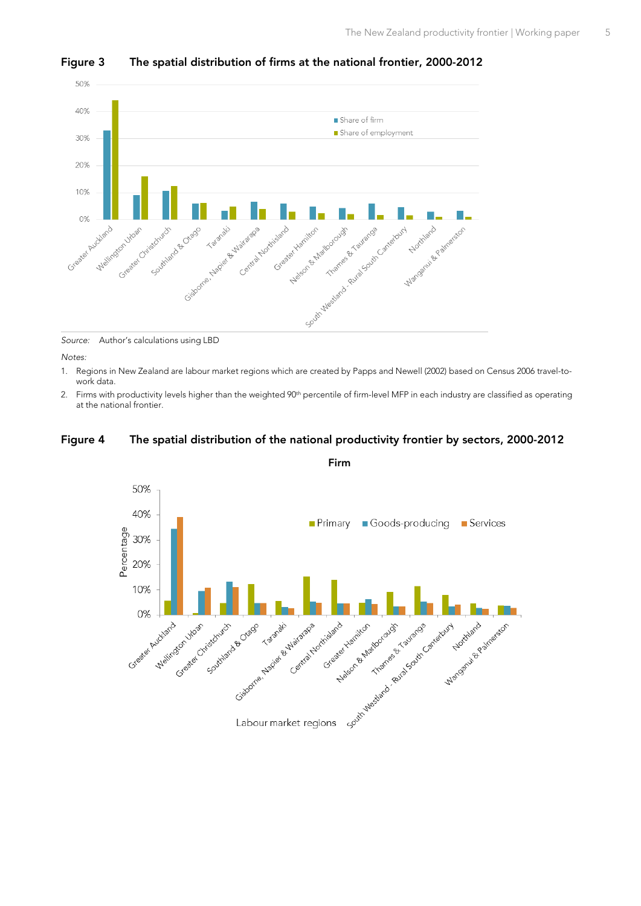**Figure 3 The spatial distribution of firms at the national frontier, 2000-2012**

Source: Author's calculations using LBD

*Notes:*

1. Regions in New Zealand are labour market regions which are created by Papps and Newell (2002) based on Census 2006 travel-to-work data.
2. Firms with productivity levels higher than the weighted 90th percentile of firm-level MFP in each industry are classified as operating at the national frontier.

**Figure 4 The spatial distribution of the national productivity frontier by sectors, 2000-2012**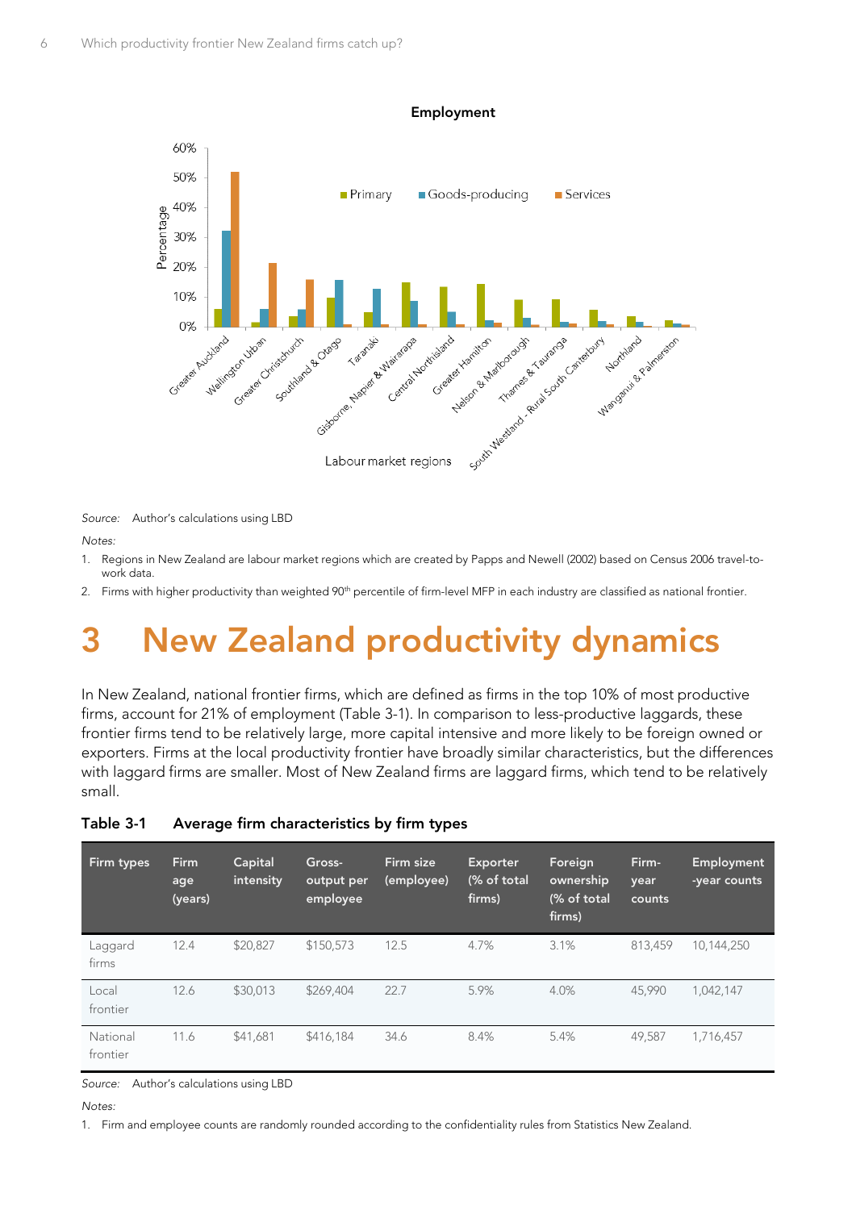Source: Author's calculations using LBD

*Notes:*

1. Regions in New Zealand are labour market regions which are created by Papps and Newell (2002) based on Census 2006 travel-to-work data.
2. Firms with higher productivity than weighted 90th percentile of firm-level MFP in each industry are classified as national frontier.

# 3 New Zealand productivity dynamics

In New Zealand, national frontier firms, which are defined as firms in the top 10% of most productive firms, account for 21% of employment (Table 3-1). In comparison to less-productive laggards, these frontier firms tend to be relatively large, more capital intensive and more likely to be foreign owned or exporters. Firms at the local productivity frontier have broadly similar characteristics, but the differences with laggard firms are smaller. Most of New Zealand firms are laggard firms, which tend to be relatively small.

**Table 3-1 Average firm characteristics by firm types**

| Firm types | Firm age (years) | Capital intensity | Gross-output per employee | Firm size (employee) | Exporter (% of total firms) | Foreign ownership (% of total firms) | Firm-year counts | Employment-year counts |
|---|---|---|---|---|---|---|---|---|
| Laggard firms | 12.4 | $20,827 | $150,573 | 12.5 | 4.7% | 3.1% | 813,459 | 10,144,250 |
| Local frontier | 12.6 | $30,013 | $269,404 | 22.7 | 5.9% | 4.0% | 45,990 | 1,042,147 |
| National frontier | 11.6 | $41,681 | $416,184 | 34.6 | 8.4% | 5.4% | 49,587 | 1,716,457 |

Source: Author's calculations using LBD

*Notes:*

1. Firm and employee counts are randomly rounded according to the confidentiality rules from Statistics New Zealand.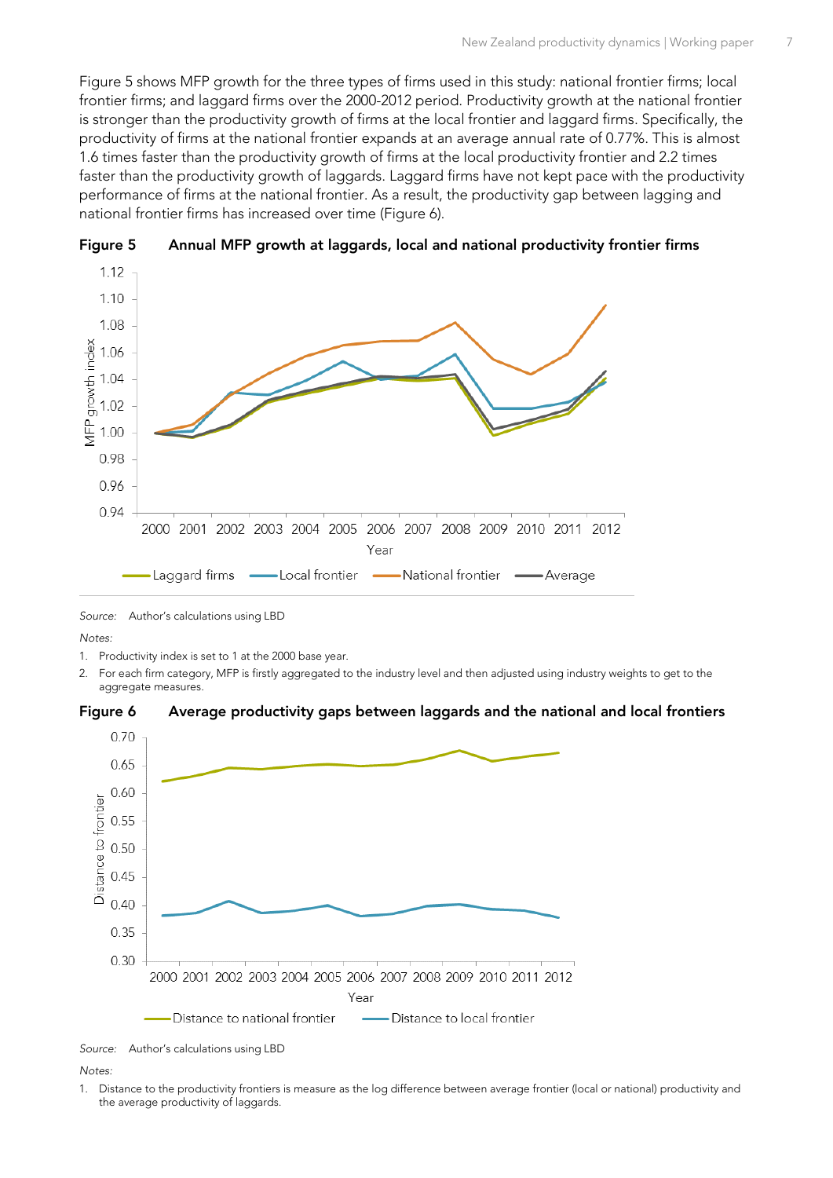Figure 5 shows MFP growth for the three types of firms used in this study: national frontier firms; local frontier firms; and laggard firms over the 2000-2012 period. Productivity growth at the national frontier is stronger than the productivity growth of firms at the local frontier and laggard firms. Specifically, the productivity of firms at the national frontier expands at an average annual rate of 0.77%. This is almost 1.6 times faster than the productivity growth of firms at the local productivity frontier and 2.2 times faster than the productivity growth of laggards. Laggard firms have not kept pace with the productivity performance of firms at the national frontier. As a result, the productivity gap between lagging and national frontier firms has increased over time (Figure 6).

**Figure 5 Annual MFP growth at laggards, local and national productivity frontier firms**

*Source:* Author's calculations using LBD

*Notes:*

1. Productivity index is set to 1 at the 2000 base year.
2. For each firm category, MFP is firstly aggregated to the industry level and then adjusted using industry weights to get to the aggregate measures.

**Figure 6 Average productivity gaps between laggards and the national and local frontiers**

*Source:* Author's calculations using LBD

*Notes:*

1. Distance to the productivity frontiers is measure as the log difference between average frontier (local or national) productivity and the average productivity of laggards.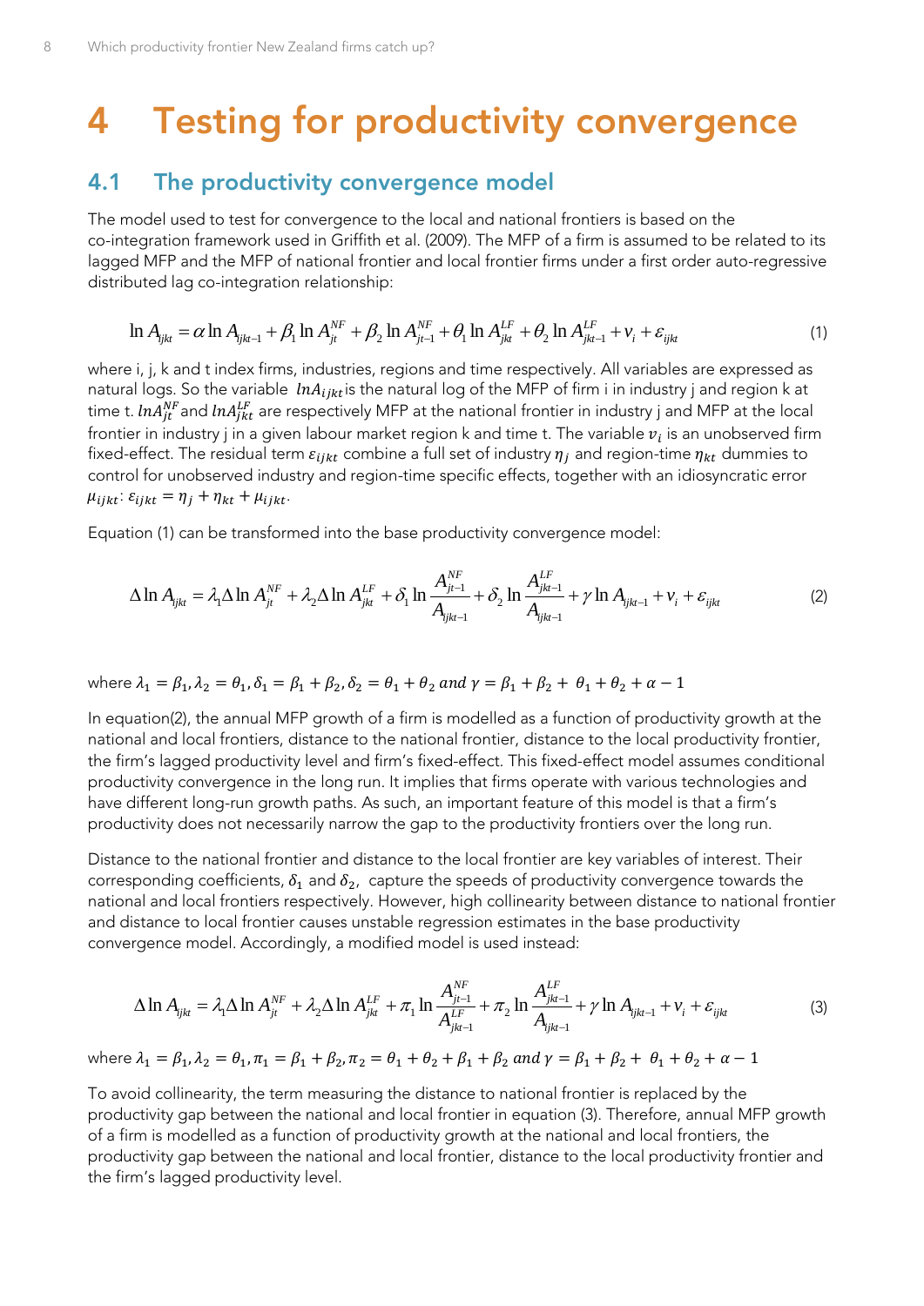# 4 Testing for productivity convergence

## 4.1 The productivity convergence model

The model used to test for convergence to the local and national frontiers is based on the co-integration framework used in Griffith et al. (2009). The MFP of a firm is assumed to be related to its lagged MFP and the MFP of national frontier and local frontier firms under a first order auto-regressive distributed lag co-integration relationship:

$$\ln A_{ijkt} = \alpha \ln A_{ijkt-1} + \beta_1 \ln A_{jt}^{NF} + \beta_2 \ln A_{jt-1}^{NF} + \theta_1 \ln A_{jkt}^{LF} + \theta_2 \ln A_{jkt-1}^{LF} + v_i + \varepsilon_{ijkt} \tag{1}$$

where i, j, k and t index firms, industries, regions and time respectively. All variables are expressed as natural logs. So the variable $lnA_{ijkt}$ is the natural log of the MFP of firm i in industry j and region k at time t. $lnA_{jt}^{NF}$ and $lnA_{jkt}^{LF}$ are respectively MFP at the national frontier in industry j and MFP at the local frontier in industry j in a given labour market region k and time t. The variable $v_i$ is an unobserved firm fixed-effect. The residual term $\varepsilon_{ijkt}$ combine a full set of industry $\eta_j$ and region-time $\eta_{kt}$ dummies to control for unobserved industry and region-time specific effects, together with an idiosyncratic error $\mu_{ijkt}$: $\varepsilon_{ijkt} = \eta_j + \eta_{kt} + \mu_{ijkt}$.

Equation (1) can be transformed into the base productivity convergence model:

$$\Delta \ln A_{ijkt} = \lambda_1 \Delta \ln A_{jt}^{NF} + \lambda_2 \Delta \ln A_{jkt}^{LF} + \delta_1 \ln \frac{A_{jt-1}^{NF}}{A_{ijkt-1}} + \delta_2 \ln \frac{A_{jkt-1}^{LF}}{A_{ijkt-1}} + \gamma \ln A_{ijkt-1} + v_i + \varepsilon_{ijkt} \tag{2}$$

where $\lambda_1 = \beta_1, \lambda_2 = \theta_1, \delta_1 = \beta_1 + \beta_2, \delta_2 = \theta_1 + \theta_2$ and $\gamma = \beta_1 + \beta_2 + \theta_1 + \theta_2 + \alpha - 1$

In equation(2), the annual MFP growth of a firm is modelled as a function of productivity growth at the national and local frontiers, distance to the national frontier, distance to the local productivity frontier, the firm's lagged productivity level and firm's fixed-effect. This fixed-effect model assumes conditional productivity convergence in the long run. It implies that firms operate with various technologies and have different long-run growth paths. As such, an important feature of this model is that a firm's productivity does not necessarily narrow the gap to the productivity frontiers over the long run.

Distance to the national frontier and distance to the local frontier are key variables of interest. Their corresponding coefficients, $\delta_1$ and $\delta_2$, capture the speeds of productivity convergence towards the national and local frontiers respectively. However, high collinearity between distance to national frontier and distance to local frontier causes unstable regression estimates in the base productivity convergence model. Accordingly, a modified model is used instead:

$$\Delta \ln A_{ijkt} = \lambda_1 \Delta \ln A_{jt}^{NF} + \lambda_2 \Delta \ln A_{jkt}^{LF} + \pi_1 \ln \frac{A_{jt-1}^{NF}}{A_{jkt-1}^{LF}} + \pi_2 \ln \frac{A_{jkt-1}^{LF}}{A_{ijkt-1}} + \gamma \ln A_{ijkt-1} + v_i + \varepsilon_{ijkt} \tag{3}$$

where $\lambda_1 = \beta_1, \lambda_2 = \theta_1, \pi_1 = \beta_1 + \beta_2, \pi_2 = \theta_1 + \theta_2 + \beta_1 + \beta_2$ and $\gamma = \beta_1 + \beta_2 + \theta_1 + \theta_2 + \alpha - 1$

To avoid collinearity, the term measuring the distance to national frontier is replaced by the productivity gap between the national and local frontier in equation (3). Therefore, annual MFP growth of a firm is modelled as a function of productivity growth at the national and local frontiers, the productivity gap between the national and local frontier, distance to the local productivity frontier and the firm's lagged productivity level.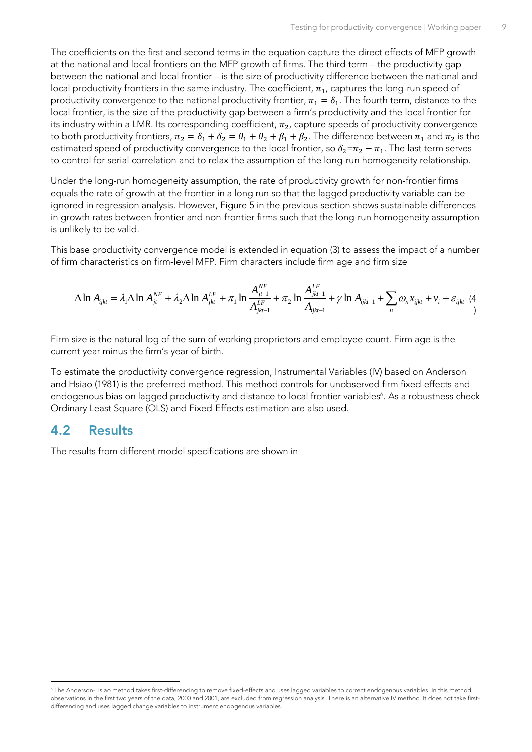The coefficients on the first and second terms in the equation capture the direct effects of MFP growth at the national and local frontiers on the MFP growth of firms. The third term – the productivity gap between the national and local frontier – is the size of productivity difference between the national and local productivity frontiers in the same industry. The coefficient, $\pi_1$, captures the long-run speed of productivity convergence to the national productivity frontier, $\pi_1 = \delta_1$. The fourth term, distance to the local frontier, is the size of the productivity gap between a firm's productivity and the local frontier for its industry within a LMR. Its corresponding coefficient, $\pi_2$, capture speeds of productivity convergence to both productivity frontiers, $\pi_2 = \delta_1 + \delta_2 = \theta_1 + \theta_2 + \beta_1 + \beta_2$. The difference between $\pi_1$ and $\pi_2$ is the estimated speed of productivity convergence to the local frontier, so $\delta_2 = \pi_2 - \pi_1$. The last term serves to control for serial correlation and to relax the assumption of the long-run homogeneity relationship.

Under the long-run homogeneity assumption, the rate of productivity growth for non-frontier firms equals the rate of growth at the frontier in a long run so that the lagged productivity variable can be ignored in regression analysis. However, Figure 5 in the previous section shows sustainable differences in growth rates between frontier and non-frontier firms such that the long-run homogeneity assumption is unlikely to be valid.

This base productivity convergence model is extended in equation (3) to assess the impact of a number of firm characteristics on firm-level MFP. Firm characters include firm age and firm size

$$\Delta \ln A_{ijkt} = \lambda_1 \Delta \ln A_{jt}^{NF} + \lambda_2 \Delta \ln A_{jkt}^{LF} + \pi_1 \ln \frac{A_{jt-1}^{NF}}{A_{jkt-1}^{LF}} + \pi_2 \ln \frac{A_{jkt-1}^{LF}}{A_{ijkt-1}} + \gamma \ln A_{ijkt-1} + \sum_n \omega_n x_{ijkt} + v_i + \varepsilon_{ijkt} \quad (4)$$

Firm size is the natural log of the sum of working proprietors and employee count. Firm age is the current year minus the firm's year of birth.

To estimate the productivity convergence regression, Instrumental Variables (IV) based on Anderson and Hsiao (1981) is the preferred method. This method controls for unobserved firm fixed-effects and endogenous bias on lagged productivity and distance to local frontier variables[6]. As a robustness check Ordinary Least Square (OLS) and Fixed-Effects estimation are also used.

## 4.2 Results

The results from different model specifications are shown in

[6] The Anderson-Hsiao method takes first-differencing to remove fixed-effects and uses lagged variables to correct endogenous variables. In this method, observations in the first two years of the data, 2000 and 2001, are excluded from regression analysis. There is an alternative IV method. It does not take first-differencing and uses lagged change variables to instrument endogenous variables.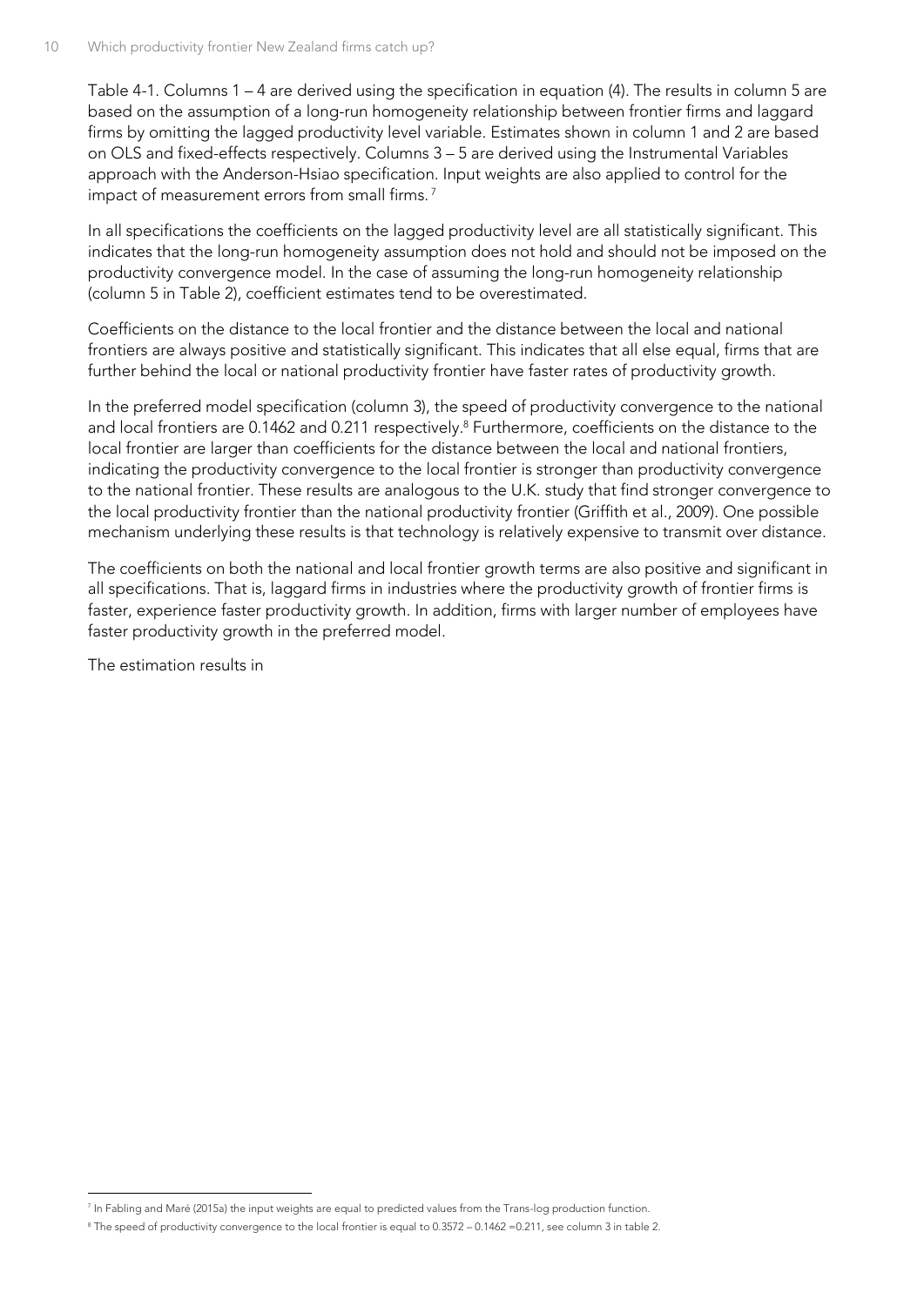Table 4-1. Columns 1 – 4 are derived using the specification in equation (4). The results in column 5 are based on the assumption of a long-run homogeneity relationship between frontier firms and laggard firms by omitting the lagged productivity level variable. Estimates shown in column 1 and 2 are based on OLS and fixed-effects respectively. Columns 3 – 5 are derived using the Instrumental Variables approach with the Anderson-Hsiao specification. Input weights are also applied to control for the impact of measurement errors from small firms. [7]

In all specifications the coefficients on the lagged productivity level are all statistically significant. This indicates that the long-run homogeneity assumption does not hold and should not be imposed on the productivity convergence model. In the case of assuming the long-run homogeneity relationship (column 5 in Table 2), coefficient estimates tend to be overestimated.

Coefficients on the distance to the local frontier and the distance between the local and national frontiers are always positive and statistically significant. This indicates that all else equal, firms that are further behind the local or national productivity frontier have faster rates of productivity growth.

In the preferred model specification (column 3), the speed of productivity convergence to the national and local frontiers are 0.1462 and 0.211 respectively.[8] Furthermore, coefficients on the distance to the local frontier are larger than coefficients for the distance between the local and national frontiers, indicating the productivity convergence to the local frontier is stronger than productivity convergence to the national frontier. These results are analogous to the U.K. study that find stronger convergence to the local productivity frontier than the national productivity frontier (Griffith et al., 2009). One possible mechanism underlying these results is that technology is relatively expensive to transmit over distance.

The coefficients on both the national and local frontier growth terms are also positive and significant in all specifications. That is, laggard firms in industries where the productivity growth of frontier firms is faster, experience faster productivity growth. In addition, firms with larger number of employees have faster productivity growth in the preferred model.

The estimation results in

---

[7] In Fabling and Maré (2015a) the input weights are equal to predicted values from the Trans-log production function.

[8] The speed of productivity convergence to the local frontier is equal to 0.3572 – 0.1462 =0.211, see column 3 in table 2.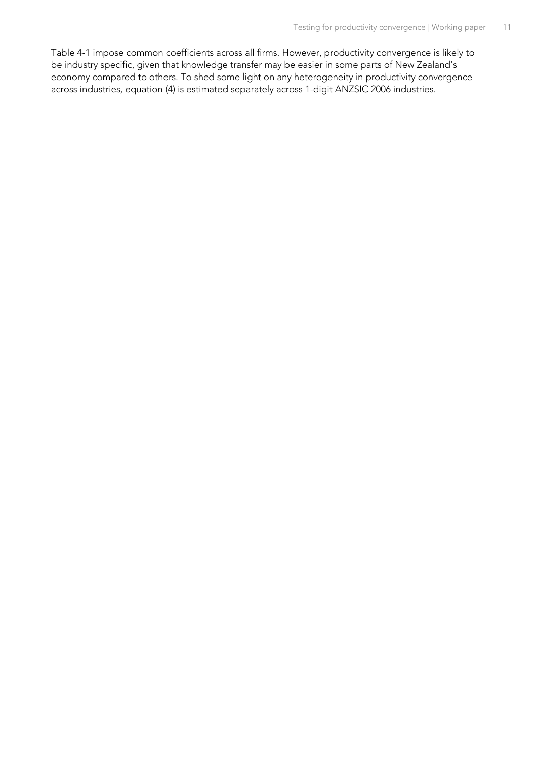Table 4-1 impose common coefficients across all firms. However, productivity convergence is likely to be industry specific, given that knowledge transfer may be easier in some parts of New Zealand's economy compared to others. To shed some light on any heterogeneity in productivity convergence across industries, equation (4) is estimated separately across 1-digit ANZSIC 2006 industries.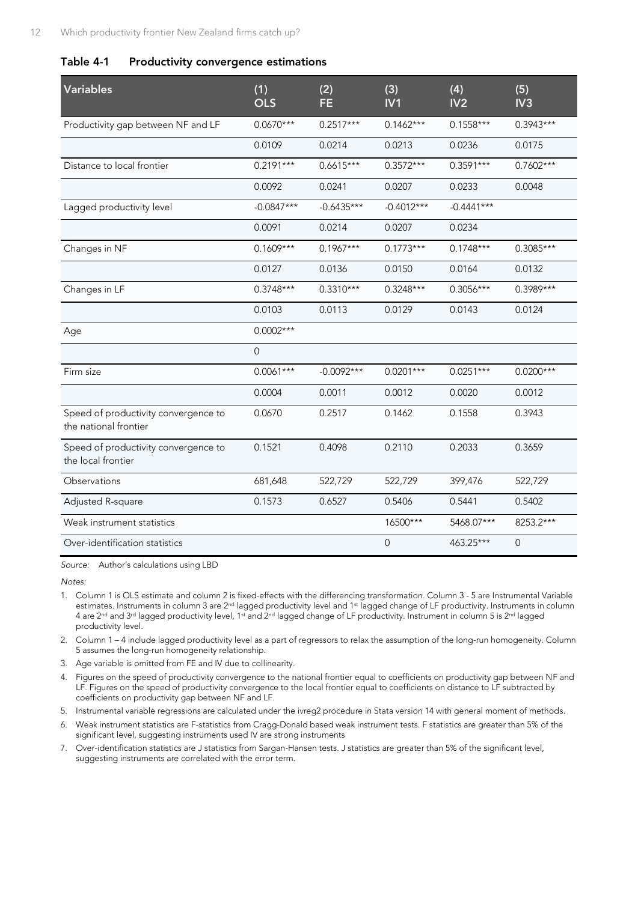**Table 4-1 Productivity convergence estimations**

| Variables | (1) OLS | (2) FE | (3) IV1 | (4) IV2 | (5) IV3 |
|---|---|---|---|---|---|
| Productivity gap between NF and LF | 0.0670*** | 0.2517*** | 0.1462*** | 0.1558*** | 0.3943*** |
| | 0.0109 | 0.0214 | 0.0213 | 0.0236 | 0.0175 |
| Distance to local frontier | 0.2191*** | 0.6615*** | 0.3572*** | 0.3591*** | 0.7602*** |
| | 0.0092 | 0.0241 | 0.0207 | 0.0233 | 0.0048 |
| Lagged productivity level | -0.0847*** | -0.6435*** | -0.4012*** | -0.4441*** | |
| | 0.0091 | 0.0214 | 0.0207 | 0.0234 | |
| Changes in NF | 0.1609*** | 0.1967*** | 0.1773*** | 0.1748*** | 0.3085*** |
| | 0.0127 | 0.0136 | 0.0150 | 0.0164 | 0.0132 |
| Changes in LF | 0.3748*** | 0.3310*** | 0.3248*** | 0.3056*** | 0.3989*** |
| | 0.0103 | 0.0113 | 0.0129 | 0.0143 | 0.0124 |
| Age | 0.0002*** | | | | |
| | 0 | | | | |
| Firm size | 0.0061*** | -0.0092*** | 0.0201*** | 0.0251*** | 0.0200*** |
| | 0.0004 | 0.0011 | 0.0012 | 0.0020 | 0.0012 |
| Speed of productivity convergence to the national frontier | 0.0670 | 0.2517 | 0.1462 | 0.1558 | 0.3943 |
| Speed of productivity convergence to the local frontier | 0.1521 | 0.4098 | 0.2110 | 0.2033 | 0.3659 |
| Observations | 681,648 | 522,729 | 522,729 | 399,476 | 522,729 |
| Adjusted R-square | 0.1573 | 0.6527 | 0.5406 | 0.5441 | 0.5402 |
| Weak instrument statistics | | | 16500*** | 5468.07*** | 8253.2*** |
| Over-identification statistics | | | 0 | 463.25*** | 0 |

*Source:* Author's calculations using LBD

*Notes:*

1. Column 1 is OLS estimate and column 2 is fixed-effects with the differencing transformation. Column 3 - 5 are Instrumental Variable estimates. Instruments in column 3 are 2nd lagged productivity level and 1st lagged change of LF productivity. Instruments in column 4 are 2nd and 3rd lagged productivity level, 1st and 2nd lagged change of LF productivity. Instrument in column 5 is 2nd lagged productivity level.
2. Column 1 – 4 include lagged productivity level as a part of regressors to relax the assumption of the long-run homogeneity. Column 5 assumes the long-run homogeneity relationship.
3. Age variable is omitted from FE and IV due to collinearity.
4. Figures on the speed of productivity convergence to the national frontier equal to coefficients on productivity gap between NF and LF. Figures on the speed of productivity convergence to the local frontier equal to coefficients on distance to LF subtracted by coefficients on productivity gap between NF and LF.
5. Instrumental variable regressions are calculated under the ivreg2 procedure in Stata version 14 with general moment of methods.
6. Weak instrument statistics are F-statistics from Cragg-Donald based weak instrument tests. F statistics are greater than 5% of the significant level, suggesting instruments used IV are strong instruments
7. Over-identification statistics are J statistics from Sargan-Hansen tests. J statistics are greater than 5% of the significant level, suggesting instruments are correlated with the error term.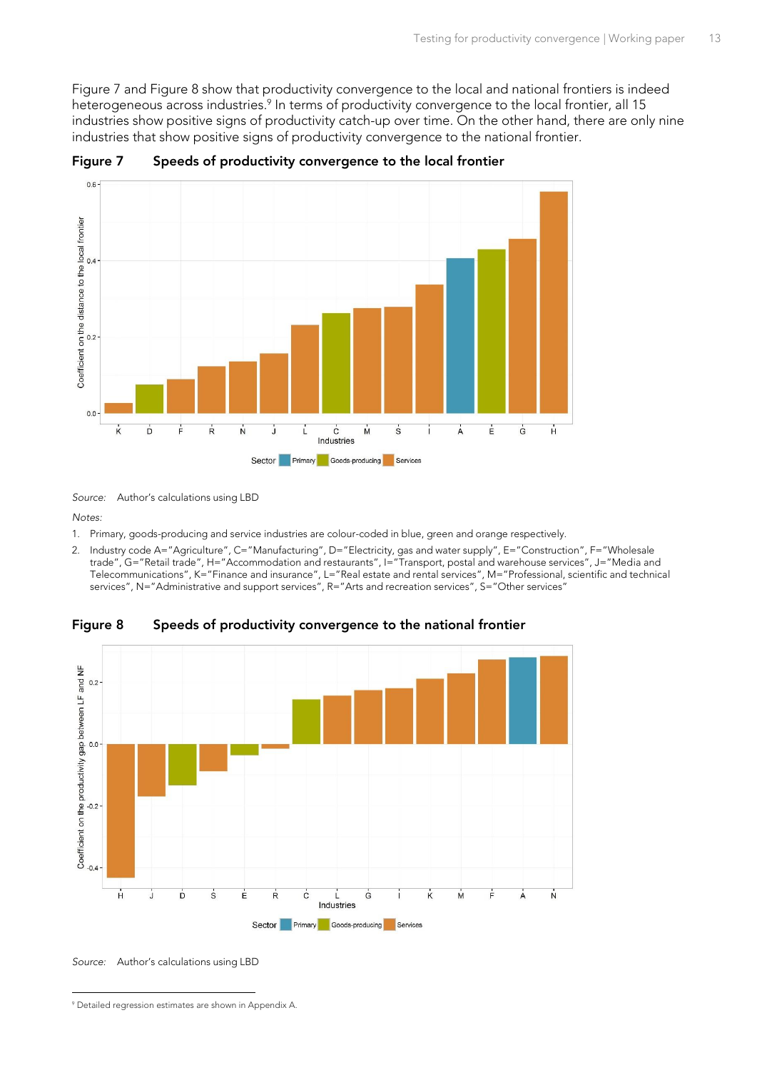Figure 7 and Figure 8 show that productivity convergence to the local and national frontiers is indeed heterogeneous across industries.[9] In terms of productivity convergence to the local frontier, all 15 industries show positive signs of productivity catch-up over time. On the other hand, there are only nine industries that show positive signs of productivity convergence to the national frontier.

**Figure 7 Speeds of productivity convergence to the local frontier**

*Source:* Author's calculations using LBD

*Notes:*

1. Primary, goods-producing and service industries are colour-coded in blue, green and orange respectively.
2. Industry code A="Agriculture", C="Manufacturing", D="Electricity, gas and water supply", E="Construction", F="Wholesale trade", G="Retail trade", H="Accommodation and restaurants", I="Transport, postal and warehouse services", J="Media and Telecommunications", K="Finance and insurance", L="Real estate and rental services", M="Professional, scientific and technical services", N="Administrative and support services", R="Arts and recreation services", S="Other services"

**Figure 8 Speeds of productivity convergence to the national frontier**

*Source:* Author's calculations using LBD

[9] Detailed regression estimates are shown in Appendix A.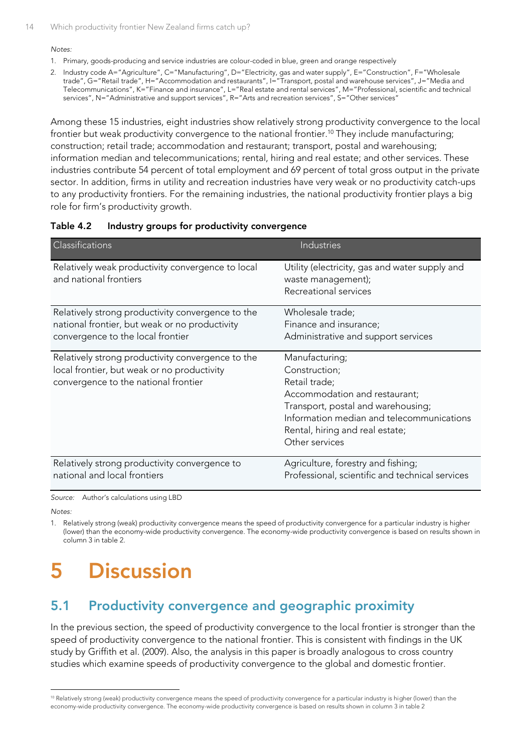*Notes:*

1. Primary, goods-producing and service industries are colour-coded in blue, green and orange respectively
2. Industry code A="Agriculture", C="Manufacturing", D="Electricity, gas and water supply", E="Construction", F="Wholesale trade", G="Retail trade", H="Accommodation and restaurants", I="Transport, postal and warehouse services", J="Media and Telecommunications", K="Finance and insurance", L="Real estate and rental services", M="Professional, scientific and technical services", N="Administrative and support services", R="Arts and recreation services", S="Other services"

Among these 15 industries, eight industries show relatively strong productivity convergence to the local frontier but weak productivity convergence to the national frontier.[10] They include manufacturing; construction; retail trade; accommodation and restaurant; transport, postal and warehousing; information median and telecommunications; rental, hiring and real estate; and other services. These industries contribute 54 percent of total employment and 69 percent of total gross output in the private sector. In addition, firms in utility and recreation industries have very weak or no productivity catch-ups to any productivity frontiers. For the remaining industries, the national productivity frontier plays a big role for firm's productivity growth.

**Table 4.2 Industry groups for productivity convergence**

| Classifications | Industries |
|---|---|
| Relatively weak productivity convergence to local and national frontiers | Utility (electricity, gas and water supply and waste management);<br>Recreational services |
| Relatively strong productivity convergence to the national frontier, but weak or no productivity convergence to the local frontier | Wholesale trade;<br>Finance and insurance;<br>Administrative and support services |
| Relatively strong productivity convergence to the local frontier, but weak or no productivity convergence to the national frontier | Manufacturing;<br>Construction;<br>Retail trade;<br>Accommodation and restaurant;<br>Transport, postal and warehousing;<br>Information median and telecommunications<br>Rental, hiring and real estate;<br>Other services |
| Relatively strong productivity convergence to national and local frontiers | Agriculture, forestry and fishing;<br>Professional, scientific and technical services |

*Source:* Author's calculations using LBD

*Notes:*

1. Relatively strong (weak) productivity convergence means the speed of productivity convergence for a particular industry is higher (lower) than the economy-wide productivity convergence. The economy-wide productivity convergence is based on results shown in column 3 in table 2.

# 5 Discussion

## 5.1 Productivity convergence and geographic proximity

In the previous section, the speed of productivity convergence to the local frontier is stronger than the speed of productivity convergence to the national frontier. This is consistent with findings in the UK study by Griffith et al. (2009). Also, the analysis in this paper is broadly analogous to cross country studies which examine speeds of productivity convergence to the global and domestic frontier.

[10] Relatively strong (weak) productivity convergence means the speed of productivity convergence for a particular industry is higher (lower) than the economy-wide productivity convergence. The economy-wide productivity convergence is based on results shown in column 3 in table 2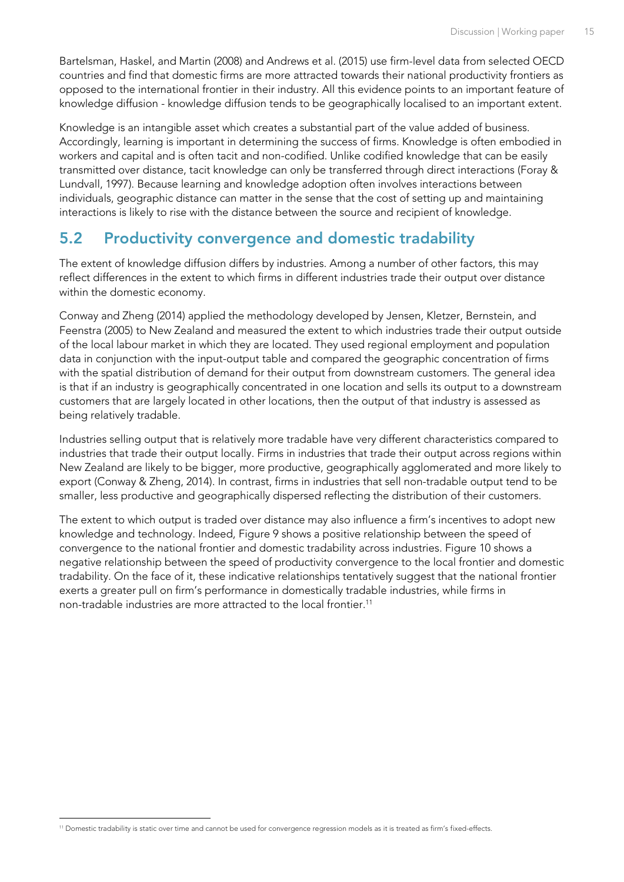Bartelsman, Haskel, and Martin (2008) and Andrews et al. (2015) use firm-level data from selected OECD countries and find that domestic firms are more attracted towards their national productivity frontiers as opposed to the international frontier in their industry. All this evidence points to an important feature of knowledge diffusion - knowledge diffusion tends to be geographically localised to an important extent.

Knowledge is an intangible asset which creates a substantial part of the value added of business. Accordingly, learning is important in determining the success of firms. Knowledge is often embodied in workers and capital and is often tacit and non-codified. Unlike codified knowledge that can be easily transmitted over distance, tacit knowledge can only be transferred through direct interactions (Foray & Lundvall, 1997). Because learning and knowledge adoption often involves interactions between individuals, geographic distance can matter in the sense that the cost of setting up and maintaining interactions is likely to rise with the distance between the source and recipient of knowledge.

## 5.2 Productivity convergence and domestic tradability

The extent of knowledge diffusion differs by industries. Among a number of other factors, this may reflect differences in the extent to which firms in different industries trade their output over distance within the domestic economy.

Conway and Zheng (2014) applied the methodology developed by Jensen, Kletzer, Bernstein, and Feenstra (2005) to New Zealand and measured the extent to which industries trade their output outside of the local labour market in which they are located. They used regional employment and population data in conjunction with the input-output table and compared the geographic concentration of firms with the spatial distribution of demand for their output from downstream customers. The general idea is that if an industry is geographically concentrated in one location and sells its output to a downstream customers that are largely located in other locations, then the output of that industry is assessed as being relatively tradable.

Industries selling output that is relatively more tradable have very different characteristics compared to industries that trade their output locally. Firms in industries that trade their output across regions within New Zealand are likely to be bigger, more productive, geographically agglomerated and more likely to export (Conway & Zheng, 2014). In contrast, firms in industries that sell non-tradable output tend to be smaller, less productive and geographically dispersed reflecting the distribution of their customers.

The extent to which output is traded over distance may also influence a firm's incentives to adopt new knowledge and technology. Indeed, Figure 9 shows a positive relationship between the speed of convergence to the national frontier and domestic tradability across industries. Figure 10 shows a negative relationship between the speed of productivity convergence to the local frontier and domestic tradability. On the face of it, these indicative relationships tentatively suggest that the national frontier exerts a greater pull on firm's performance in domestically tradable industries, while firms in non-tradable industries are more attracted to the local frontier.[11]

[11] Domestic tradability is static over time and cannot be used for convergence regression models as it is treated as firm's fixed-effects.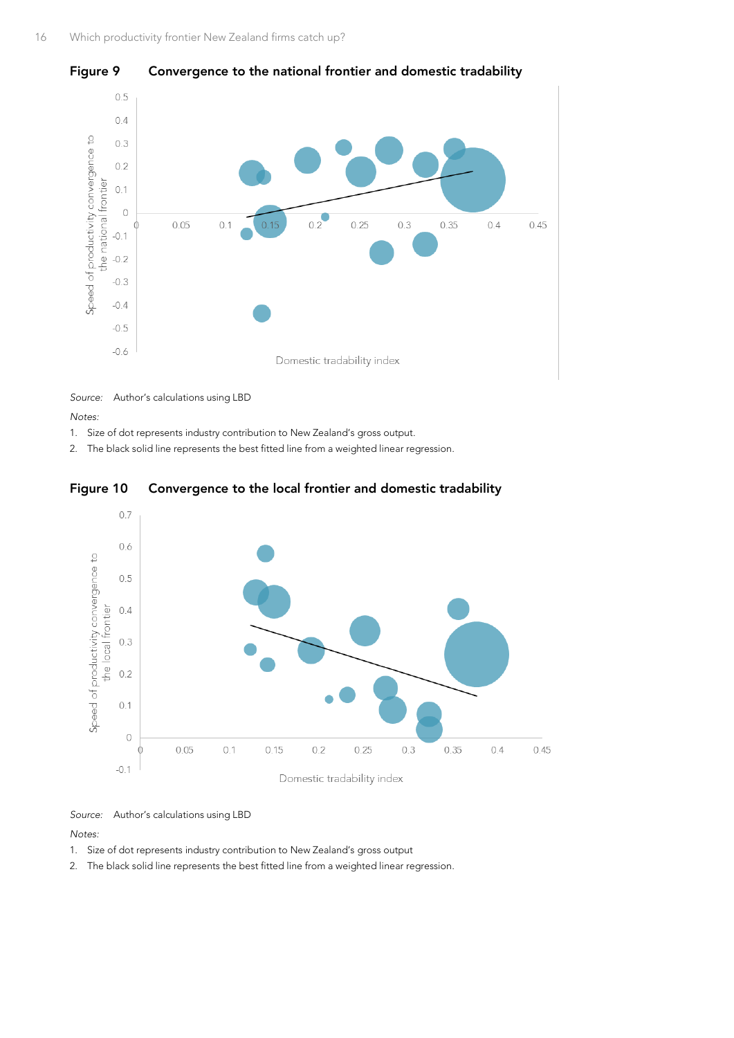**Figure 9 Convergence to the national frontier and domestic tradability**

Source: Author's calculations using LBD

*Notes:*

1. Size of dot represents industry contribution to New Zealand's gross output.
2. The black solid line represents the best fitted line from a weighted linear regression.

**Figure 10 Convergence to the local frontier and domestic tradability**

Source: Author's calculations using LBD

*Notes:*

1. Size of dot represents industry contribution to New Zealand's gross output
2. The black solid line represents the best fitted line from a weighted linear regression.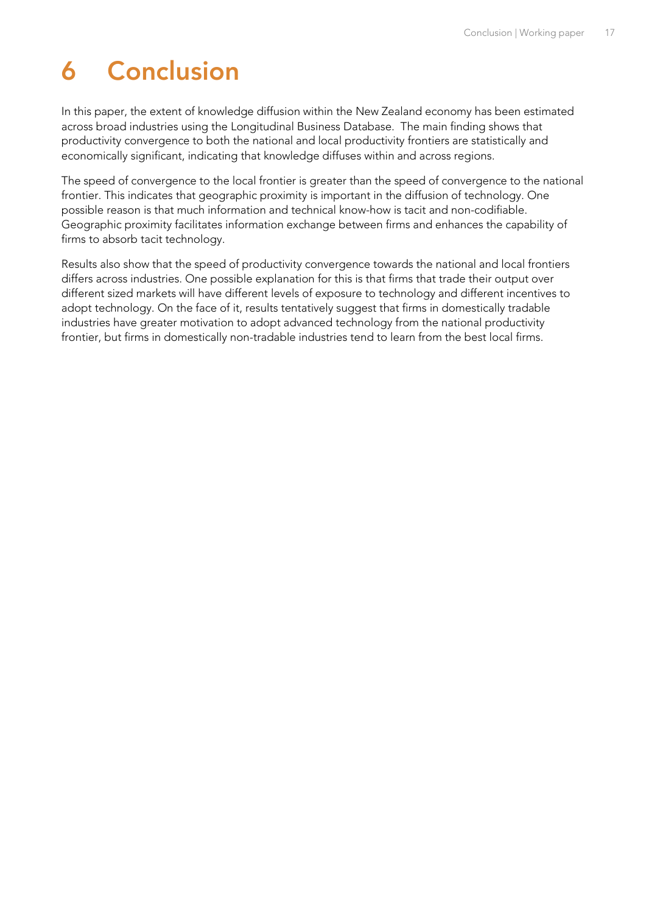# 6 Conclusion

In this paper, the extent of knowledge diffusion within the New Zealand economy has been estimated across broad industries using the Longitudinal Business Database. The main finding shows that productivity convergence to both the national and local productivity frontiers are statistically and economically significant, indicating that knowledge diffuses within and across regions.

The speed of convergence to the local frontier is greater than the speed of convergence to the national frontier. This indicates that geographic proximity is important in the diffusion of technology. One possible reason is that much information and technical know-how is tacit and non-codifiable. Geographic proximity facilitates information exchange between firms and enhances the capability of firms to absorb tacit technology.

Results also show that the speed of productivity convergence towards the national and local frontiers differs across industries. One possible explanation for this is that firms that trade their output over different sized markets will have different levels of exposure to technology and different incentives to adopt technology. On the face of it, results tentatively suggest that firms in domestically tradable industries have greater motivation to adopt advanced technology from the national productivity frontier, but firms in domestically non-tradable industries tend to learn from the best local firms.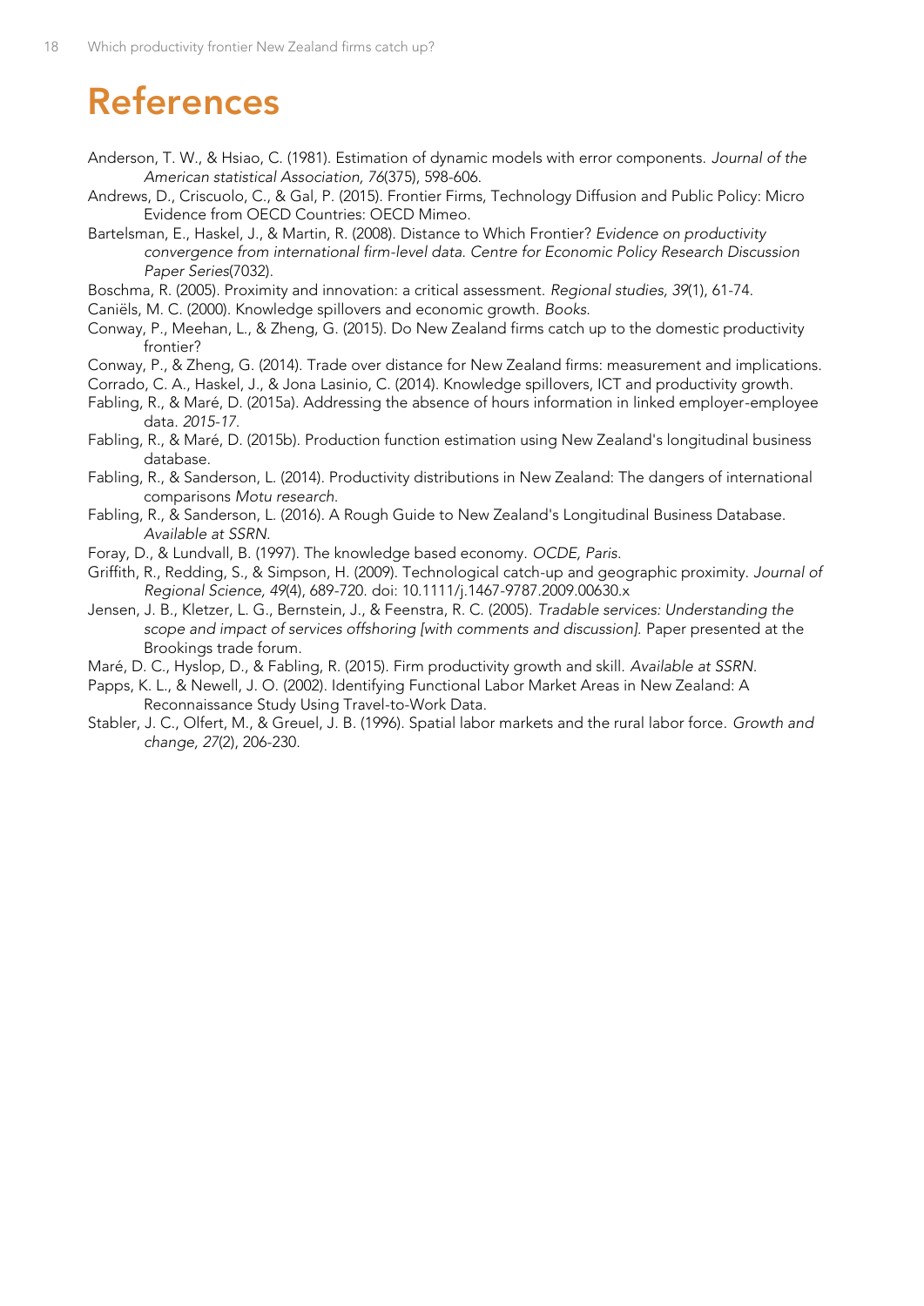# References

Anderson, T. W., & Hsiao, C. (1981). Estimation of dynamic models with error components. *Journal of the American statistical Association, 76*(375), 598-606.

Andrews, D., Criscuolo, C., & Gal, P. (2015). Frontier Firms, Technology Diffusion and Public Policy: Micro Evidence from OECD Countries: OECD Mimeo.

Bartelsman, E., Haskel, J., & Martin, R. (2008). Distance to Which Frontier? *Evidence on productivity convergence from international firm-level data. Centre for Economic Policy Research Discussion Paper Series*(7032).

Boschma, R. (2005). Proximity and innovation: a critical assessment. *Regional studies, 39*(1), 61-74.

Caniëls, M. C. (2000). Knowledge spillovers and economic growth. *Books*.

Conway, P., Meehan, L., & Zheng, G. (2015). Do New Zealand firms catch up to the domestic productivity frontier?

Conway, P., & Zheng, G. (2014). Trade over distance for New Zealand firms: measurement and implications.

Corrado, C. A., Haskel, J., & Jona Lasinio, C. (2014). Knowledge spillovers, ICT and productivity growth.

Fabling, R., & Maré, D. (2015a). Addressing the absence of hours information in linked employer-employee data. *2015-17*.

Fabling, R., & Maré, D. (2015b). Production function estimation using New Zealand's longitudinal business database.

Fabling, R., & Sanderson, L. (2014). Productivity distributions in New Zealand: The dangers of international comparisons *Motu research*.

Fabling, R., & Sanderson, L. (2016). A Rough Guide to New Zealand's Longitudinal Business Database. *Available at SSRN*.

Foray, D., & Lundvall, B. (1997). The knowledge based economy. *OCDE, Paris*.

Griffith, R., Redding, S., & Simpson, H. (2009). Technological catch-up and geographic proximity. *Journal of Regional Science, 49*(4), 689-720. doi: 10.1111/j.1467-9787.2009.00630.x

Jensen, J. B., Kletzer, L. G., Bernstein, J., & Feenstra, R. C. (2005). *Tradable services: Understanding the scope and impact of services offshoring [with comments and discussion].* Paper presented at the Brookings trade forum.

Maré, D. C., Hyslop, D., & Fabling, R. (2015). Firm productivity growth and skill. *Available at SSRN*.

Papps, K. L., & Newell, J. O. (2002). Identifying Functional Labor Market Areas in New Zealand: A Reconnaissance Study Using Travel-to-Work Data.

Stabler, J. C., Olfert, M., & Greuel, J. B. (1996). Spatial labor markets and the rural labor force. *Growth and change, 27*(2), 206-230.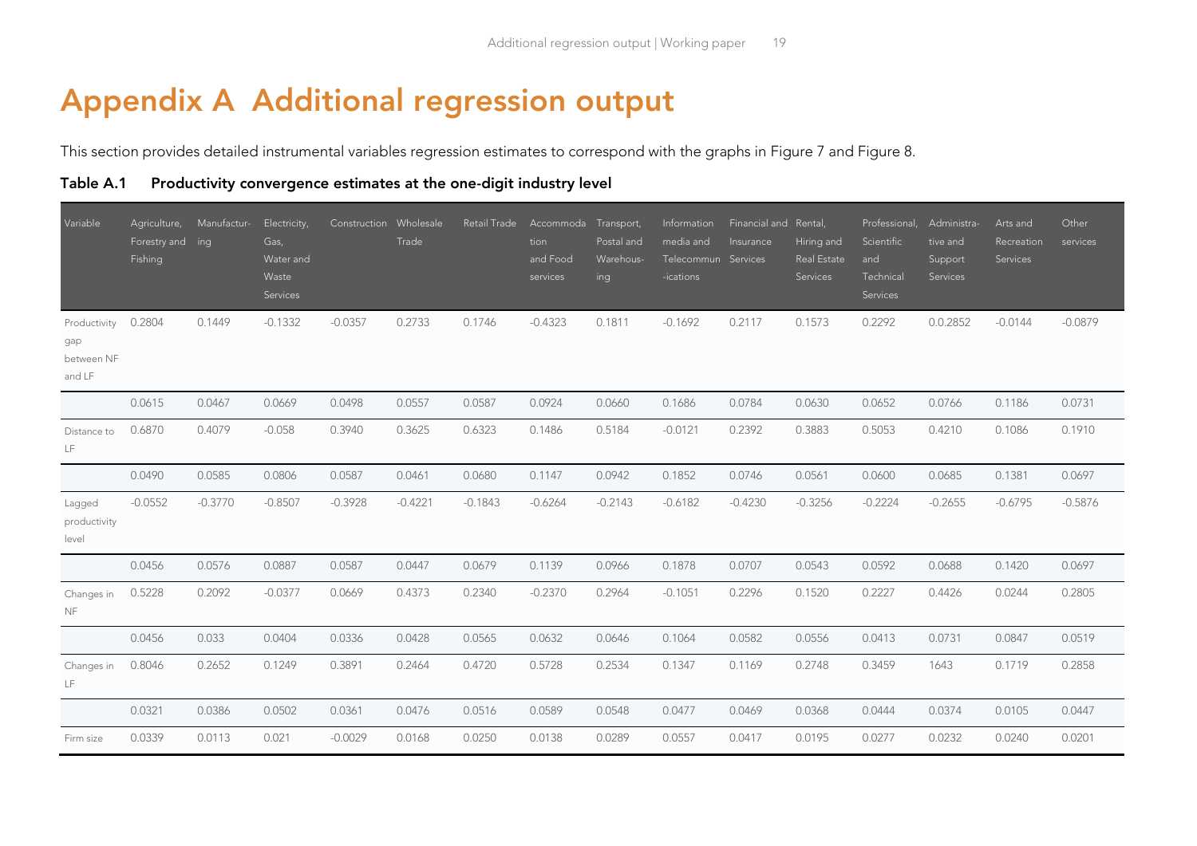# Appendix A Additional regression output

This section provides detailed instrumental variables regression estimates to correspond with the graphs in Figure 7 and Figure 8.

**Table A.1 Productivity convergence estimates at the one-digit industry level**

| Variable | Agriculture, Forestry and Fishing | Manufacturing | Electricity, Gas, Water and Waste Services | Construction | Wholesale Trade | Retail Trade | Accommodation and Food services | Transport, Postal and Warehousing | Information media and Telecommunications | Financial and Insurance Services | Rental, Hiring and Real Estate Services | Professional, Scientific and Technical Services | Administrative and Support Services | Arts and Recreation Services | Other services |
|---|---|---|---|---|---|---|---|---|---|---|---|---|---|---|---|
| Productivity gap between NF and LF | 0.2804 | 0.1449 | -0.1332 | -0.0357 | 0.2733 | 0.1746 | -0.4323 | 0.1811 | -0.1692 | 0.2117 | 0.1573 | 0.2292 | 0.0.2852 | -0.0144 | -0.0879 |
| | 0.0615 | 0.0467 | 0.0669 | 0.0498 | 0.0557 | 0.0587 | 0.0924 | 0.0660 | 0.1686 | 0.0784 | 0.0630 | 0.0652 | 0.0766 | 0.1186 | 0.0731 |
| Distance to LF | 0.6870 | 0.4079 | -0.058 | 0.3940 | 0.3625 | 0.6323 | 0.1486 | 0.5184 | -0.0121 | 0.2392 | 0.3883 | 0.5053 | 0.4210 | 0.1086 | 0.1910 |
| | 0.0490 | 0.0585 | 0.0806 | 0.0587 | 0.0461 | 0.0680 | 0.1147 | 0.0942 | 0.1852 | 0.0746 | 0.0561 | 0.0600 | 0.0685 | 0.1381 | 0.0697 |
| Lagged productivity level | -0.0552 | -0.3770 | -0.8507 | -0.3928 | -0.4221 | -0.1843 | -0.6264 | -0.2143 | -0.6182 | -0.4230 | -0.3256 | -0.2224 | -0.2655 | -0.6795 | -0.5876 |
| | 0.0456 | 0.0576 | 0.0887 | 0.0587 | 0.0447 | 0.0679 | 0.1139 | 0.0966 | 0.1878 | 0.0707 | 0.0543 | 0.0592 | 0.0688 | 0.1420 | 0.0697 |
| Changes in NF | 0.5228 | 0.2092 | -0.0377 | 0.0669 | 0.4373 | 0.2340 | -0.2370 | 0.2964 | -0.1051 | 0.2296 | 0.1520 | 0.2227 | 0.4426 | 0.0244 | 0.2805 |
| | 0.0456 | 0.033 | 0.0404 | 0.0336 | 0.0428 | 0.0565 | 0.0632 | 0.0646 | 0.1064 | 0.0582 | 0.0556 | 0.0413 | 0.0731 | 0.0847 | 0.0519 |
| Changes in LF | 0.8046 | 0.2652 | 0.1249 | 0.3891 | 0.2464 | 0.4720 | 0.5728 | 0.2534 | 0.1347 | 0.1169 | 0.2748 | 0.3459 | 1643 | 0.1719 | 0.2858 |
| | 0.0321 | 0.0386 | 0.0502 | 0.0361 | 0.0476 | 0.0516 | 0.0589 | 0.0548 | 0.0477 | 0.0469 | 0.0368 | 0.0444 | 0.0374 | 0.0105 | 0.0447 |
| Firm size | 0.0339 | 0.0113 | 0.021 | -0.0029 | 0.0168 | 0.0250 | 0.0138 | 0.0289 | 0.0557 | 0.0417 | 0.0195 | 0.0277 | 0.0232 | 0.0240 | 0.0201 |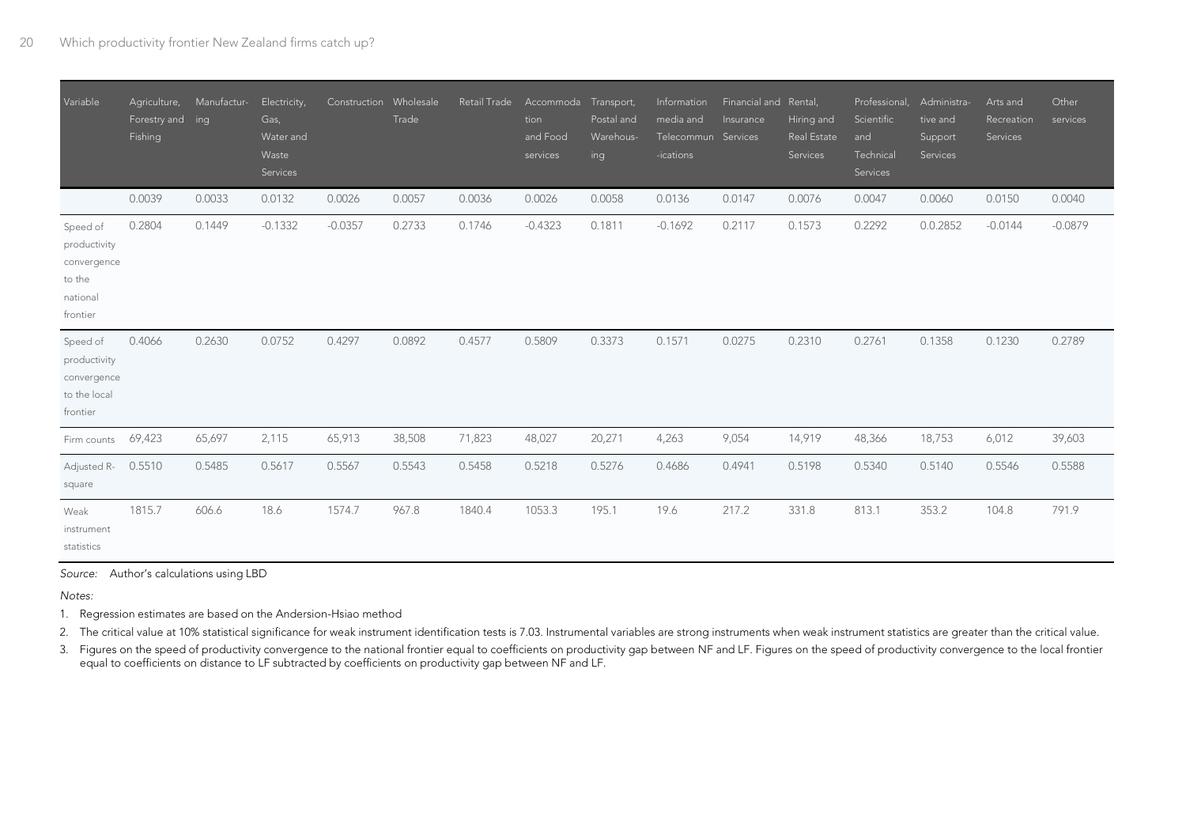| Variable | Agriculture, Forestry and Fishing | Manufacturing | Electricity, Gas, Water and Waste Services | Construction | Wholesale Trade | Retail Trade | Accommodation and Food services | Transport, Postal and Warehousing | Information media and Telecommunications | Financial and Insurance Services | Rental, Hiring and Real Estate Services | Professional, Scientific and Technical Services | Administrative and Support Services | Arts and Recreation Services | Other services |
|---|---|---|---|---|---|---|---|---|---|---|---|---|---|---|---|
| | 0.0039 | 0.0033 | 0.0132 | 0.0026 | 0.0057 | 0.0036 | 0.0026 | 0.0058 | 0.0136 | 0.0147 | 0.0076 | 0.0047 | 0.0060 | 0.0150 | 0.0040 |
| Speed of productivity convergence to the national frontier | 0.2804 | 0.1449 | -0.1332 | -0.0357 | 0.2733 | 0.1746 | -0.4323 | 0.1811 | -0.1692 | 0.2117 | 0.1573 | 0.2292 | 0.0.2852 | -0.0144 | -0.0879 |
| Speed of productivity convergence to the local frontier | 0.4066 | 0.2630 | 0.0752 | 0.4297 | 0.0892 | 0.4577 | 0.5809 | 0.3373 | 0.1571 | 0.0275 | 0.2310 | 0.2761 | 0.1358 | 0.1230 | 0.2789 |
| Firm counts | 69,423 | 65,697 | 2,115 | 65,913 | 38,508 | 71,823 | 48,027 | 20,271 | 4,263 | 9,054 | 14,919 | 48,366 | 18,753 | 6,012 | 39,603 |
| Adjusted R-square | 0.5510 | 0.5485 | 0.5617 | 0.5567 | 0.5543 | 0.5458 | 0.5218 | 0.5276 | 0.4686 | 0.4941 | 0.5198 | 0.5340 | 0.5140 | 0.5546 | 0.5588 |
| Weak instrument statistics | 1815.7 | 606.6 | 18.6 | 1574.7 | 967.8 | 1840.4 | 1053.3 | 195.1 | 19.6 | 217.2 | 331.8 | 813.1 | 353.2 | 104.8 | 791.9 |

*Source:* Author's calculations using LBD

*Notes:*

1. Regression estimates are based on the Andersion-Hsiao method
2. The critical value at 10% statistical significance for weak instrument identification tests is 7.03. Instrumental variables are strong instruments when weak instrument statistics are greater than the critical value.
3. Figures on the speed of productivity convergence to the national frontier equal to coefficients on productivity gap between NF and LF. Figures on the speed of productivity convergence to the local frontier equal to coefficients on distance to LF subtracted by coefficients on productivity gap between NF and LF.